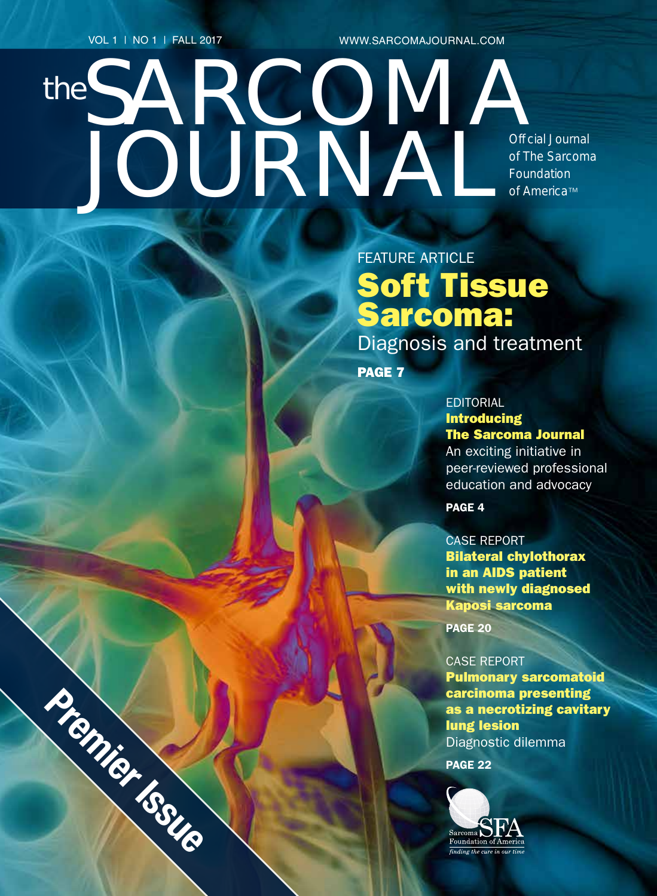VOL 1 | NO 1 | FALL 2017

WWW.SARCOMAJOURNAL.COM

# the SARCOMA JOURNAL

Official Journal of The Sarcoma Foundation of America™

FEATURE ARTICLE

## Soft Tissue Sarcoma:

Diagnosis and treatment

**PAGE 7**

EDITORIAL

### Introducing The Sarcoma Journal

An exciting initiative in peer-reviewed professional education and advocacy

**PAGE 4**

CASE REPORT

### Bilateral chylothorax in an AIDS patient with newly diagnosed Kaposi sarcoma

**PAGE 20**

CASE REPORT

### Pulmonary sarcomatoid carcinoma presenting as a necrotizing cavitary lung lesion

Diagnostic dilemma

**PAGE 22**

Sarcoma Foundation of America

*finding the cure in our time*

**Premier Issue**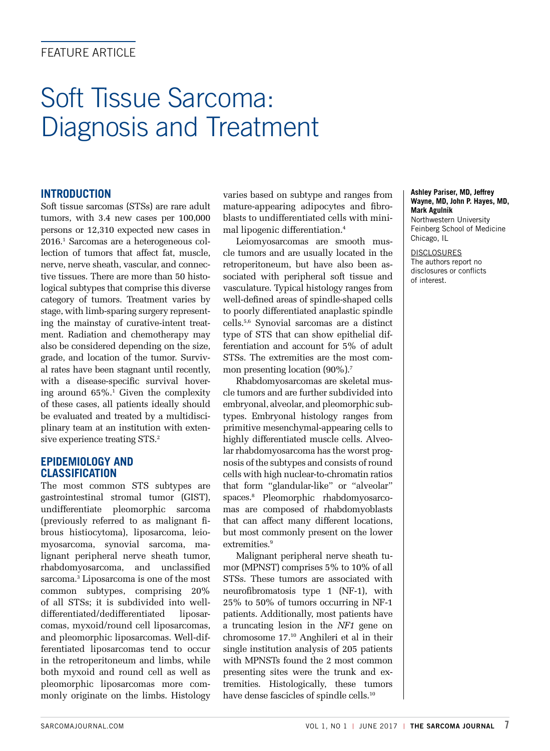FEATURE ARTICLE

# Soft Tissue Sarcoma: Diagnosis and Treatment

**Ashley Pariser, MD, Jeffrey Wayne, MD, John P. Hayes, MD, Mark Agulnik**
Northwestern University Feinberg School of Medicine
Chicago, IL

DISCLOSURES
The authors report no disclosures or conflicts of interest.

## INTRODUCTION

Soft tissue sarcomas (STSs) are rare adult tumors, with 3.4 new cases per 100,000 persons or 12,310 expected new cases in 2016.[1] Sarcomas are a heterogeneous collection of tumors that affect fat, muscle, nerve, nerve sheath, vascular, and connective tissues. There are more than 50 histological subtypes that comprise this diverse category of tumors. Treatment varies by stage, with limb-sparing surgery representing the mainstay of curative-intent treatment. Radiation and chemotherapy may also be considered depending on the size, grade, and location of the tumor. Survival rates have been stagnant until recently, with a disease-specific survival hovering around 65%.[1] Given the complexity of these cases, all patients ideally should be evaluated and treated by a multidisciplinary team at an institution with extensive experience treating STS.[2]

## EPIDEMIOLOGY AND CLASSIFICATION

The most common STS subtypes are gastrointestinal stromal tumor (GIST), undifferentiate pleomorphic sarcoma (previously referred to as malignant fibrous histiocytoma), liposarcoma, leiomyosarcoma, synovial sarcoma, malignant peripheral nerve sheath tumor, rhabdomyosarcoma, and unclassified sarcoma.[3] Liposarcoma is one of the most common subtypes, comprising 20% of all STSs; it is subdivided into well-differentiated/dedifferentiated liposarcomas, myxoid/round cell liposarcomas, and pleomorphic liposarcomas. Well-differentiated liposarcomas tend to occur in the retroperitoneum and limbs, while both myxoid and round cell as well as pleomorphic liposarcomas more commonly originate on the limbs. Histology varies based on subtype and ranges from mature-appearing adipocytes and fibroblasts to undifferentiated cells with minimal lipogenic differentiation.[4]

Leiomyosarcomas are smooth muscle tumors and are usually located in the retroperitoneum, but have also been associated with peripheral soft tissue and vasculature. Typical histology ranges from well-defined areas of spindle-shaped cells to poorly differentiated anaplastic spindle cells.[5,6] Synovial sarcomas are a distinct type of STS that can show epithelial differentiation and account for 5% of adult STSs. The extremities are the most common presenting location (90%).[7]

Rhabdomyosarcomas are skeletal muscle tumors and are further subdivided into embryonal, alveolar, and pleomorphic subtypes. Embryonal histology ranges from primitive mesenchymal-appearing cells to highly differentiated muscle cells. Alveolar rhabdomyosarcoma has the worst prognosis of the subtypes and consists of round cells with high nuclear-to-chromatin ratios that form "glandular-like" or "alveolar" spaces.[8] Pleomorphic rhabdomyosarcomas are composed of rhabdomyoblasts that can affect many different locations, but most commonly present on the lower extremities.[9]

Malignant peripheral nerve sheath tumor (MPNST) comprises 5% to 10% of all STSs. These tumors are associated with neurofibromatosis type 1 (NF-1), with 25% to 50% of tumors occurring in NF-1 patients. Additionally, most patients have a truncating lesion in the *NF1* gene on chromosome 17.[10] Anghileri et al in their single institution analysis of 205 patients with MPNSTs found the 2 most common presenting sites were the trunk and extremities. Histologically, these tumors have dense fascicles of spindle cells.[10]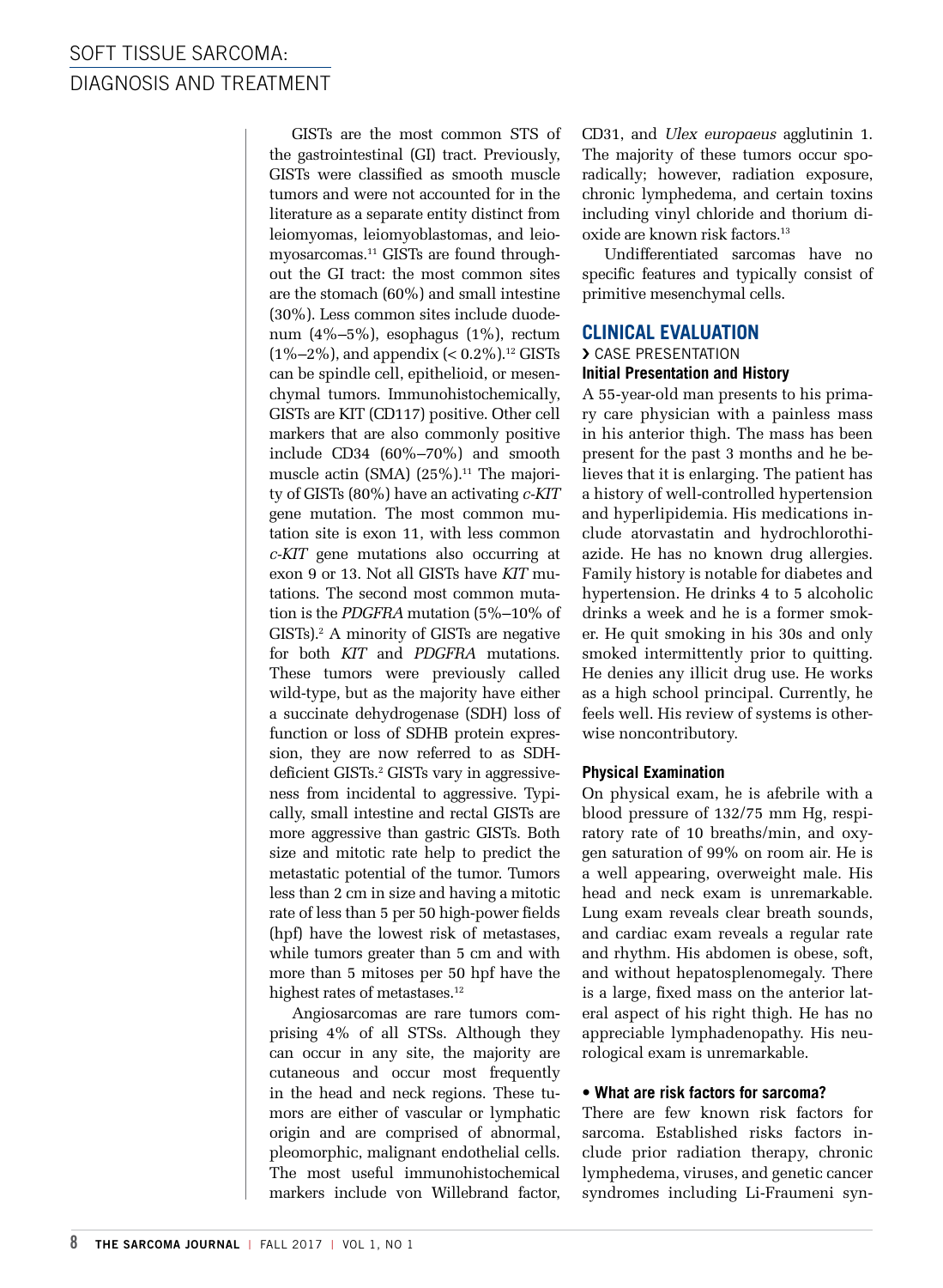GISTs are the most common STS of the gastrointestinal (GI) tract. Previously, GISTs were classified as smooth muscle tumors and were not accounted for in the literature as a separate entity distinct from leiomyomas, leiomyoblastomas, and leiomyosarcomas.[11] GISTs are found throughout the GI tract: the most common sites are the stomach (60%) and small intestine (30%). Less common sites include duodenum (4%–5%), esophagus (1%), rectum (1%–2%), and appendix (< 0.2%).[12] GISTs can be spindle cell, epithelioid, or mesenchymal tumors. Immunohistochemically, GISTs are KIT (CD117) positive. Other cell markers that are also commonly positive include CD34 (60%–70%) and smooth muscle actin (SMA) (25%).[11] The majority of GISTs (80%) have an activating *c-KIT* gene mutation. The most common mutation site is exon 11, with less common *c-KIT* gene mutations also occurring at exon 9 or 13. Not all GISTs have *KIT* mutations. The second most common mutation is the *PDGFRA* mutation (5%–10% of GISTs).[2] A minority of GISTs are negative for both *KIT* and *PDGFRA* mutations. These tumors were previously called wild-type, but as the majority have either a succinate dehydrogenase (SDH) loss of function or loss of SDHB protein expression, they are now referred to as SDH-deficient GISTs.[2] GISTs vary in aggressiveness from incidental to aggressive. Typically, small intestine and rectal GISTs are more aggressive than gastric GISTs. Both size and mitotic rate help to predict the metastatic potential of the tumor. Tumors less than 2 cm in size and having a mitotic rate of less than 5 per 50 high-power fields (hpf) have the lowest risk of metastases, while tumors greater than 5 cm and with more than 5 mitoses per 50 hpf have the highest rates of metastases.[12]

Angiosarcomas are rare tumors comprising 4% of all STSs. Although they can occur in any site, the majority are cutaneous and occur most frequently in the head and neck regions. These tumors are either of vascular or lymphatic origin and are comprised of abnormal, pleomorphic, malignant endothelial cells. The most useful immunohistochemical markers include von Willebrand factor, CD31, and *Ulex europaeus* agglutinin 1. The majority of these tumors occur sporadically; however, radiation exposure, chronic lymphedema, and certain toxins including vinyl chloride and thorium dioxide are known risk factors.[13]

Undifferentiated sarcomas have no specific features and typically consist of primitive mesenchymal cells.

## CLINICAL EVALUATION

› CASE PRESENTATION

### Initial Presentation and History

A 55-year-old man presents to his primary care physician with a painless mass in his anterior thigh. The mass has been present for the past 3 months and he believes that it is enlarging. The patient has a history of well-controlled hypertension and hyperlipidemia. His medications include atorvastatin and hydrochlorothiazide. He has no known drug allergies. Family history is notable for diabetes and hypertension. He drinks 4 to 5 alcoholic drinks a week and he is a former smoker. He quit smoking in his 30s and only smoked intermittently prior to quitting. He denies any illicit drug use. He works as a high school principal. Currently, he feels well. His review of systems is otherwise noncontributory.

### Physical Examination

On physical exam, he is afebrile with a blood pressure of 132/75 mm Hg, respiratory rate of 10 breaths/min, and oxygen saturation of 99% on room air. He is a well appearing, overweight male. His head and neck exam is unremarkable. Lung exam reveals clear breath sounds, and cardiac exam reveals a regular rate and rhythm. His abdomen is obese, soft, and without hepatosplenomegaly. There is a large, fixed mass on the anterior lateral aspect of his right thigh. He has no appreciable lymphadenopathy. His neurological exam is unremarkable.

**• What are risk factors for sarcoma?**

There are few known risk factors for sarcoma. Established risks factors include prior radiation therapy, chronic lymphedema, viruses, and genetic cancer syndromes including Li-Fraumeni syn-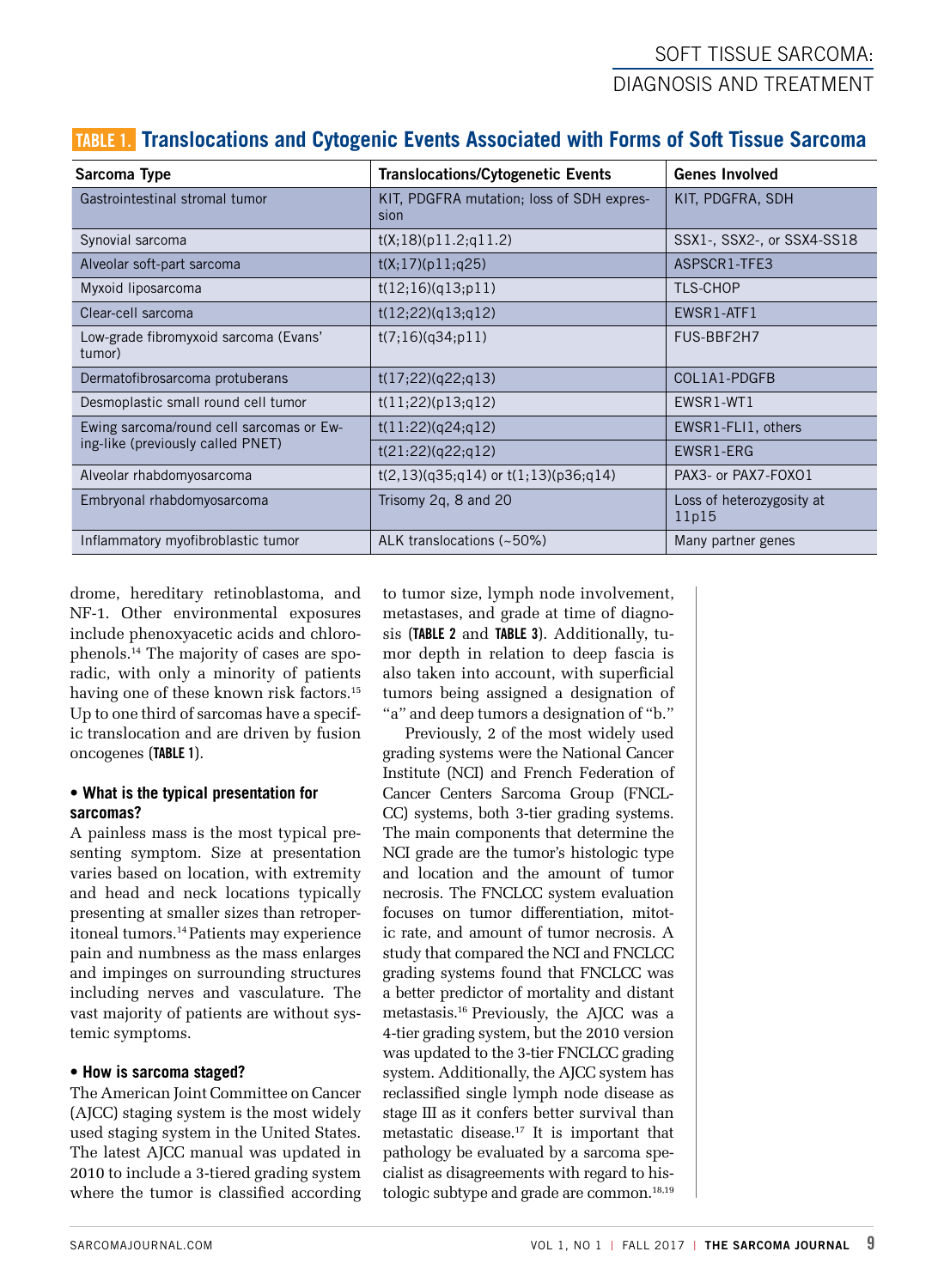## TABLE 1. Translocations and Cytogenic Events Associated with Forms of Soft Tissue Sarcoma

| Sarcoma Type | Translocations/Cytogenetic Events | Genes Involved |
|---|---|---|
| Gastrointestinal stromal tumor | KIT, PDGFRA mutation; loss of SDH expression | KIT, PDGFRA, SDH |
| Synovial sarcoma | t(X;18)(p11.2;q11.2) | SSX1-, SSX2-, or SSX4-SS18 |
| Alveolar soft-part sarcoma | t(X;17)(p11;q25) | ASPSCR1-TFE3 |
| Myxoid liposarcoma | t(12;16)(q13;p11) | TLS-CHOP |
| Clear-cell sarcoma | t(12;22)(q13;q12) | EWSR1-ATF1 |
| Low-grade fibromyxoid sarcoma (Evans' tumor) | t(7;16)(q34;p11) | FUS-BBF2H7 |
| Dermatofibrosarcoma protuberans | t(17;22)(q22;q13) | COL1A1-PDGFB |
| Desmoplastic small round cell tumor | t(11;22)(p13;q12) | EWSR1-WT1 |
| Ewing sarcoma/round cell sarcomas or Ewing-like (previously called PNET) | t(11:22)(q24;q12) | EWSR1-FLI1, others |
| | t(21;22)(q22;q12) | EWSR1-ERG |
| Alveolar rhabdomyosarcoma | t(2,13)(q35;q14) or t(1;13)(p36;q14) | PAX3- or PAX7-FOXO1 |
| Embryonal rhabdomyosarcoma | Trisomy 2q, 8 and 20 | Loss of heterozygosity at 11p15 |
| Inflammatory myofibroblastic tumor | ALK translocations (~50%) | Many partner genes |

drome, hereditary retinoblastoma, and NF-1. Other environmental exposures include phenoxyacetic acids and chlorophenols.[14] The majority of cases are sporadic, with only a minority of patients having one of these known risk factors.[15] Up to one third of sarcomas have a specific translocation and are driven by fusion oncogenes (**TABLE 1**).

**• What is the typical presentation for sarcomas?**

A painless mass is the most typical presenting symptom. Size at presentation varies based on location, with extremity and head and neck locations typically presenting at smaller sizes than retroperitoneal tumors.[14] Patients may experience pain and numbness as the mass enlarges and impinges on surrounding structures including nerves and vasculature. The vast majority of patients are without systemic symptoms.

**• How is sarcoma staged?**

The American Joint Committee on Cancer (AJCC) staging system is the most widely used staging system in the United States. The latest AJCC manual was updated in 2010 to include a 3-tiered grading system where the tumor is classified according to tumor size, lymph node involvement, metastases, and grade at time of diagnosis (**TABLE 2** and **TABLE 3**). Additionally, tumor depth in relation to deep fascia is also taken into account, with superficial tumors being assigned a designation of "a" and deep tumors a designation of "b."

Previously, 2 of the most widely used grading systems were the National Cancer Institute (NCI) and French Federation of Cancer Centers Sarcoma Group (FNCLCC) systems, both 3-tier grading systems. The main components that determine the NCI grade are the tumor's histologic type and location and the amount of tumor necrosis. The FNCLCC system evaluation focuses on tumor differentiation, mitotic rate, and amount of tumor necrosis. A study that compared the NCI and FNCLCC grading systems found that FNCLCC was a better predictor of mortality and distant metastasis.[16] Previously, the AJCC was a 4-tier grading system, but the 2010 version was updated to the 3-tier FNCLCC grading system. Additionally, the AJCC system has reclassified single lymph node disease as stage III as it confers better survival than metastatic disease.[17] It is important that pathology be evaluated by a sarcoma specialist as disagreements with regard to histologic subtype and grade are common.[18,19]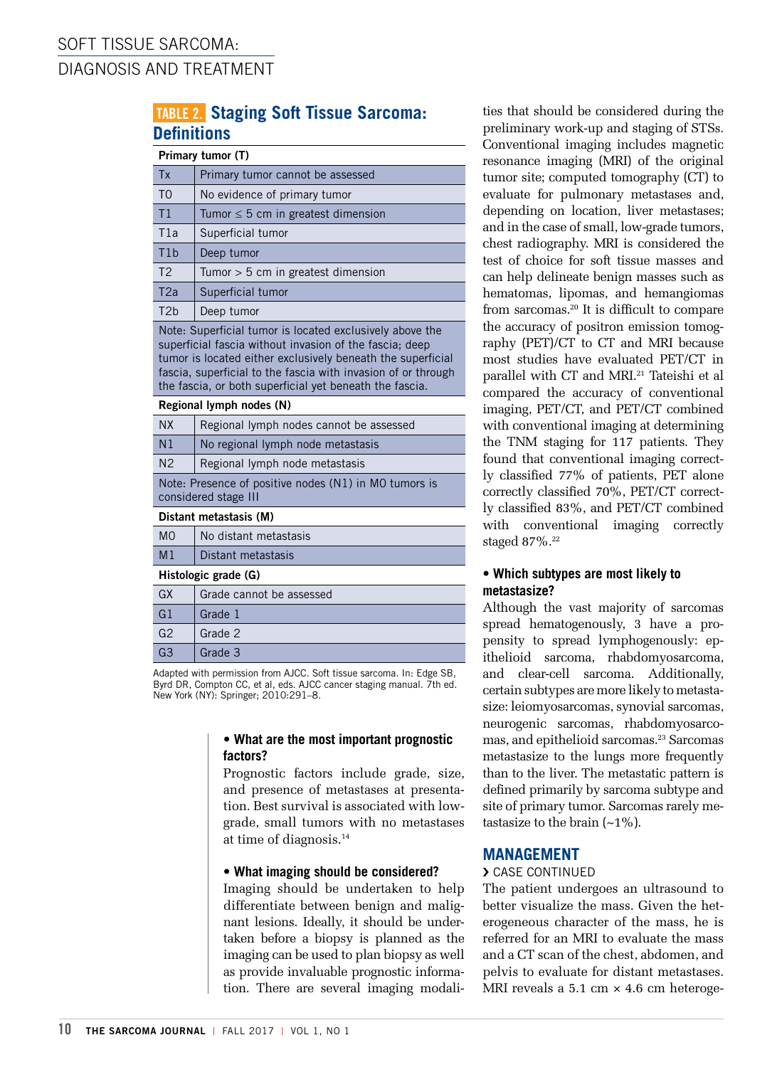## TABLE 2. Staging Soft Tissue Sarcoma: Definitions

| Primary tumor (T) | |
|---|---|
| Tx | Primary tumor cannot be assessed |
| T0 | No evidence of primary tumor |
| T1 | Tumor ≤ 5 cm in greatest dimension |
| T1a | Superficial tumor |
| T1b | Deep tumor |
| T2 | Tumor > 5 cm in greatest dimension |
| T2a | Superficial tumor |
| T2b | Deep tumor |
| Note: Superficial tumor is located exclusively above the superficial fascia without invasion of the fascia; deep tumor is located either exclusively beneath the superficial fascia, superficial to the fascia with invasion of or through the fascia, or both superficial yet beneath the fascia. | |
| **Regional lymph nodes (N)** | |
| NX | Regional lymph nodes cannot be assessed |
| N1 | No regional lymph node metastasis |
| N2 | Regional lymph node metastasis |
| Note: Presence of positive nodes (N1) in M0 tumors is considered stage III | |
| **Distant metastasis (M)** | |
| M0 | No distant metastasis |
| M1 | Distant metastasis |
| **Histologic grade (G)** | |
| GX | Grade cannot be assessed |
| G1 | Grade 1 |
| G2 | Grade 2 |
| G3 | Grade 3 |

Adapted with permission from AJCC. Soft tissue sarcoma. In: Edge SB, Byrd DR, Compton CC, et al, eds. AJCC cancer staging manual. 7th ed. New York (NY): Springer; 2010:291–8.

**• What are the most important prognostic factors?**

Prognostic factors include grade, size, and presence of metastases at presentation. Best survival is associated with low-grade, small tumors with no metastases at time of diagnosis.[14]

**• What imaging should be considered?**

Imaging should be undertaken to help differentiate between benign and malignant lesions. Ideally, it should be undertaken before a biopsy is planned as the imaging can be used to plan biopsy as well as provide invaluable prognostic information. There are several imaging modalities that should be considered during the preliminary work-up and staging of STSs. Conventional imaging includes magnetic resonance imaging (MRI) of the original tumor site; computed tomography (CT) to evaluate for pulmonary metastases and, depending on location, liver metastases; and in the case of small, low-grade tumors, chest radiography. MRI is considered the test of choice for soft tissue masses and can help delineate benign masses such as hematomas, lipomas, and hemangiomas from sarcomas.[20] It is difficult to compare the accuracy of positron emission tomography (PET)/CT to CT and MRI because most studies have evaluated PET/CT in parallel with CT and MRI.[21] Tateishi et al compared the accuracy of conventional imaging, PET/CT, and PET/CT combined with conventional imaging at determining the TNM staging for 117 patients. They found that conventional imaging correctly classified 77% of patients, PET alone correctly classified 70%, PET/CT correctly classified 83%, and PET/CT combined with conventional imaging correctly staged 87%.[22]

**• Which subtypes are most likely to metastasize?**

Although the vast majority of sarcomas spread hematogenously, 3 have a propensity to spread lymphogenously: epithelioid sarcoma, rhabdomyosarcoma, and clear-cell sarcoma. Additionally, certain subtypes are more likely to metastasize: leiomyosarcomas, synovial sarcomas, neurogenic sarcomas, rhabdomyosarcomas, and epithelioid sarcomas.[23] Sarcomas metastasize to the lungs more frequently than to the liver. The metastatic pattern is defined primarily by sarcoma subtype and site of primary tumor. Sarcomas rarely metastasize to the brain (~1%).

## MANAGEMENT

› CASE CONTINUED

The patient undergoes an ultrasound to better visualize the mass. Given the heterogeneous character of the mass, he is referred for an MRI to evaluate the mass and a CT scan of the chest, abdomen, and pelvis to evaluate for distant metastases. MRI reveals a 5.1 cm × 4.6 cm heteroge-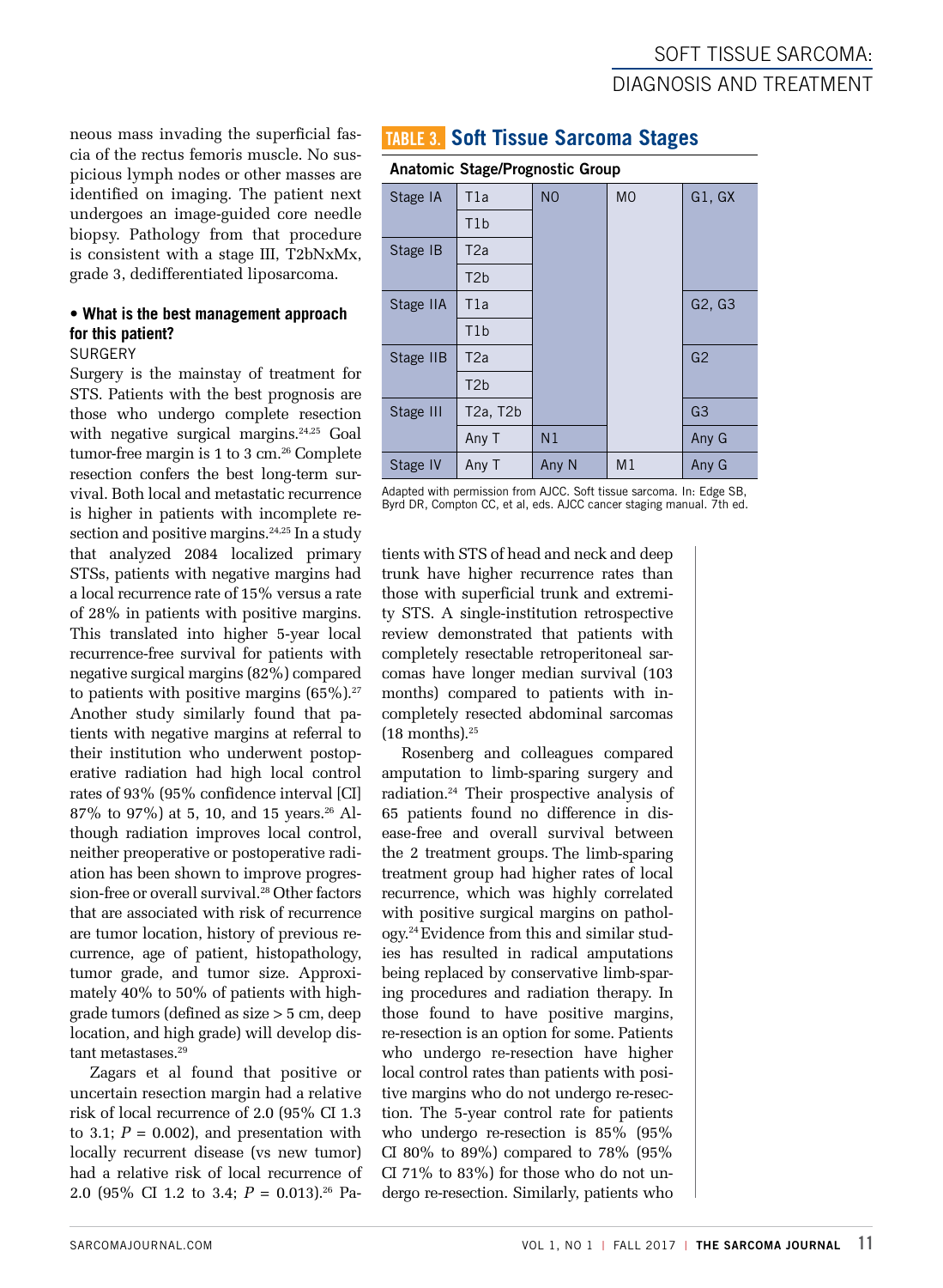neous mass invading the superficial fascia of the rectus femoris muscle. No suspicious lymph nodes or other masses are identified on imaging. The patient next undergoes an image-guided core needle biopsy. Pathology from that procedure is consistent with a stage III, T2bNxMx, grade 3, dedifferentiated liposarcoma.

### • What is the best management approach for this patient?

SURGERY

Surgery is the mainstay of treatment for STS. Patients with the best prognosis are those who undergo complete resection with negative surgical margins.[24,25] Goal tumor-free margin is 1 to 3 cm.[26] Complete resection confers the best long-term survival. Both local and metastatic recurrence is higher in patients with incomplete resection and positive margins.[24,25] In a study that analyzed 2084 localized primary STSs, patients with negative margins had a local recurrence rate of 15% versus a rate of 28% in patients with positive margins. This translated into higher 5-year local recurrence-free survival for patients with negative surgical margins (82%) compared to patients with positive margins (65%).[27] Another study similarly found that patients with negative margins at referral to their institution who underwent postoperative radiation had high local control rates of 93% (95% confidence interval [CI] 87% to 97%) at 5, 10, and 15 years.[26] Although radiation improves local control, neither preoperative or postoperative radiation has been shown to improve progression-free or overall survival.[28] Other factors that are associated with risk of recurrence are tumor location, history of previous recurrence, age of patient, histopathology, tumor grade, and tumor size. Approximately 40% to 50% of patients with high-grade tumors (defined as size > 5 cm, deep location, and high grade) will develop distant metastases.[29]

Zagars et al found that positive or uncertain resection margin had a relative risk of local recurrence of 2.0 (95% CI 1.3 to 3.1; $P = 0.002$), and presentation with locally recurrent disease (vs new tumor) had a relative risk of local recurrence of 2.0 (95% CI 1.2 to 3.4; $P = 0.013$).[26] Patients with STS of head and neck and deep trunk have higher recurrence rates than those with superficial trunk and extremity STS. A single-institution retrospective review demonstrated that patients with completely resectable retroperitoneal sarcomas have longer median survival (103 months) compared to patients with incompletely resected abdominal sarcomas (18 months).[25]

Rosenberg and colleagues compared amputation to limb-sparing surgery and radiation.[24] Their prospective analysis of 65 patients found no difference in disease-free and overall survival between the 2 treatment groups. The limb-sparing treatment group had higher rates of local recurrence, which was highly correlated with positive surgical margins on pathology.[24] Evidence from this and similar studies has resulted in radical amputations being replaced by conservative limb-sparing procedures and radiation therapy. In those found to have positive margins, re-resection is an option for some. Patients who undergo re-resection have higher local control rates than patients with positive margins who do not undergo re-resection. The 5-year control rate for patients who undergo re-resection is 85% (95% CI 80% to 89%) compared to 78% (95% CI 71% to 83%) for those who do not undergo re-resection. Similarly, patients who

**TABLE 3. Soft Tissue Sarcoma Stages**

**Anatomic Stage/Prognostic Group**

| Stage | T | N | M | G |
|---|---|---|---|---|
| Stage IA | T1a | N0 | M0 | G1, GX |
| | T1b | N0 | M0 | G1, GX |
| Stage IB | T2a | N0 | M0 | G1, GX |
| | T2b | N0 | M0 | G1, GX |
| Stage IIA | T1a | N0 | M0 | G2, G3 |
| | T1b | N0 | M0 | G2, G3 |
| Stage IIB | T2a | N0 | M0 | G2 |
| | T2b | N0 | M0 | G2 |
| Stage III | T2a, T2b | N0 | M0 | G3 |
| | Any T | N1 | M0 | Any G |
| Stage IV | Any T | Any N | M1 | Any G |

Adapted with permission from AJCC. Soft tissue sarcoma. In: Edge SB, Byrd DR, Compton CC, et al, eds. AJCC cancer staging manual. 7th ed.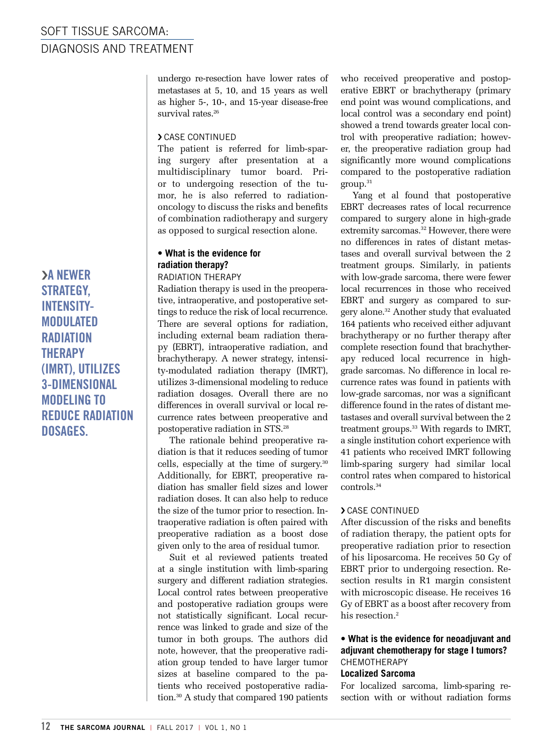undergo re-resection have lower rates of metastases at 5, 10, and 15 years as well as higher 5-, 10-, and 15-year disease-free survival rates.[26]

› CASE CONTINUED

The patient is referred for limb-sparing surgery after presentation at a multidisciplinary tumor board. Prior to undergoing resection of the tumor, he is also referred to radiation-oncology to discuss the risks and benefits of combination radiotherapy and surgery as opposed to surgical resection alone.

**• What is the evidence for radiation therapy?**

RADIATION THERAPY

Radiation therapy is used in the preoperative, intraoperative, and postoperative settings to reduce the risk of local recurrence. There are several options for radiation, including external beam radiation therapy (EBRT), intraoperative radiation, and brachytherapy. A newer strategy, intensity-modulated radiation therapy (IMRT), utilizes 3-dimensional modeling to reduce radiation dosages. Overall there are no differences in overall survival or local recurrence rates between preoperative and postoperative radiation in STS.[28]

**›A NEWER STRATEGY, INTENSITY-MODULATED RADIATION THERAPY (IMRT), UTILIZES 3-DIMENSIONAL MODELING TO REDUCE RADIATION DOSAGES.**

The rationale behind preoperative radiation is that it reduces seeding of tumor cells, especially at the time of surgery.[30] Additionally, for EBRT, preoperative radiation has smaller field sizes and lower radiation doses. It can also help to reduce the size of the tumor prior to resection. Intraoperative radiation is often paired with preoperative radiation as a boost dose given only to the area of residual tumor.

Suit et al reviewed patients treated at a single institution with limb-sparing surgery and different radiation strategies. Local control rates between preoperative and postoperative radiation groups were not statistically significant. Local recurrence was linked to grade and size of the tumor in both groups. The authors did note, however, that the preoperative radiation group tended to have larger tumor sizes at baseline compared to the patients who received postoperative radiation.[30] A study that compared 190 patients who received preoperative and postoperative EBRT or brachytherapy (primary end point was wound complications, and local control was a secondary end point) showed a trend towards greater local control with preoperative radiation; however, the preoperative radiation group had significantly more wound complications compared to the postoperative radiation group.[31]

Yang et al found that postoperative EBRT decreases rates of local recurrence compared to surgery alone in high-grade extremity sarcomas.[32] However, there were no differences in rates of distant metastases and overall survival between the 2 treatment groups. Similarly, in patients with low-grade sarcoma, there were fewer local recurrences in those who received EBRT and surgery as compared to surgery alone.[32] Another study that evaluated 164 patients who received either adjuvant brachytherapy or no further therapy after complete resection found that brachytherapy reduced local recurrence in high-grade sarcomas. No difference in local recurrence rates was found in patients with low-grade sarcomas, nor was a significant difference found in the rates of distant metastases and overall survival between the 2 treatment groups.[33] With regards to IMRT, a single institution cohort experience with 41 patients who received IMRT following limb-sparing surgery had similar local control rates when compared to historical controls.[34]

› CASE CONTINUED

After discussion of the risks and benefits of radiation therapy, the patient opts for preoperative radiation prior to resection of his liposarcoma. He receives 50 Gy of EBRT prior to undergoing resection. Resection results in R1 margin consistent with microscopic disease. He receives 16 Gy of EBRT as a boost after recovery from his resection.[2]

**• What is the evidence for neoadjuvant and adjuvant chemotherapy for stage I tumors?**

CHEMOTHERAPY

**Localized Sarcoma**

For localized sarcoma, limb-sparing resection with or without radiation forms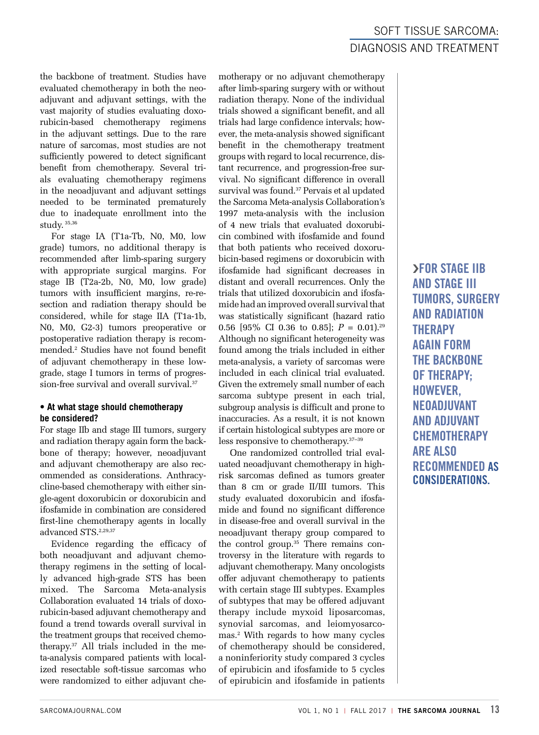the backbone of treatment. Studies have evaluated chemotherapy in both the neoadjuvant and adjuvant settings, with the vast majority of studies evaluating doxorubicin-based chemotherapy regimens in the adjuvant settings. Due to the rare nature of sarcomas, most studies are not sufficiently powered to detect significant benefit from chemotherapy. Several trials evaluating chemotherapy regimens in the neoadjuvant and adjuvant settings needed to be terminated prematurely due to inadequate enrollment into the study.[35,36]

For stage IA (T1a-Tb, N0, M0, low grade) tumors, no additional therapy is recommended after limb-sparing surgery with appropriate surgical margins. For stage IB (T2a-2b, N0, M0, low grade) tumors with insufficient margins, re-resection and radiation therapy should be considered, while for stage IIA (T1a-1b, N0, M0, G2-3) tumors preoperative or postoperative radiation therapy is recommended.[2] Studies have not found benefit of adjuvant chemotherapy in these low-grade, stage I tumors in terms of progression-free survival and overall survival.[37]

### • At what stage should chemotherapy be considered?

For stage IIb and stage III tumors, surgery and radiation therapy again form the backbone of therapy; however, neoadjuvant and adjuvant chemotherapy are also recommended as considerations. Anthracycline-based chemotherapy with either single-agent doxorubicin or doxorubicin and ifosfamide in combination are considered first-line chemotherapy agents in locally advanced STS.[2,29,37]

Evidence regarding the efficacy of both neoadjuvant and adjuvant chemotherapy regimens in the setting of locally advanced high-grade STS has been mixed. The Sarcoma Meta-analysis Collaboration evaluated 14 trials of doxorubicin-based adjuvant chemotherapy and found a trend towards overall survival in the treatment groups that received chemotherapy.[37] All trials included in the meta-analysis compared patients with localized resectable soft-tissue sarcomas who were randomized to either adjuvant chemotherapy or no adjuvant chemotherapy after limb-sparing surgery with or without radiation therapy. None of the individual trials showed a significant benefit, and all trials had large confidence intervals; however, the meta-analysis showed significant benefit in the chemotherapy treatment groups with regard to local recurrence, distant recurrence, and progression-free survival. No significant difference in overall survival was found.[37] Pervais et al updated the Sarcoma Meta-analysis Collaboration's 1997 meta-analysis with the inclusion of 4 new trials that evaluated doxorubicin combined with ifosfamide and found that both patients who received doxorubicin-based regimens or doxorubicin with ifosfamide had significant decreases in distant and overall recurrences. Only the trials that utilized doxorubicin and ifosfamide had an improved overall survival that was statistically significant (hazard ratio 0.56 [95% CI 0.36 to 0.85]; $P = 0.01$).[29] Although no significant heterogeneity was found among the trials included in either meta-analysis, a variety of sarcomas were included in each clinical trial evaluated. Given the extremely small number of each sarcoma subtype present in each trial, subgroup analysis is difficult and prone to inaccuracies. As a result, it is not known if certain histological subtypes are more or less responsive to chemotherapy.[37–39]

One randomized controlled trial evaluated neoadjuvant chemotherapy in high-risk sarcomas defined as tumors greater than 8 cm or grade II/III tumors. This study evaluated doxorubicin and ifosfamide and found no significant difference in disease-free and overall survival in the neoadjuvant therapy group compared to the control group.[35] There remains controversy in the literature with regards to adjuvant chemotherapy. Many oncologists offer adjuvant chemotherapy to patients with certain stage III subtypes. Examples of subtypes that may be offered adjuvant therapy include myxoid liposarcomas, synovial sarcomas, and leiomyosarcomas.[2] With regards to how many cycles of chemotherapy should be considered, a noninferiority study compared 3 cycles of epirubicin and ifosfamide to 5 cycles of epirubicin and ifosfamide in patients

**›FOR STAGE IIB AND STAGE III TUMORS, SURGERY AND RADIATION THERAPY AGAIN FORM THE BACKBONE OF THERAPY; HOWEVER, NEOADJUVANT AND ADJUVANT CHEMOTHERAPY ARE ALSO RECOMMENDED AS CONSIDERATIONS.**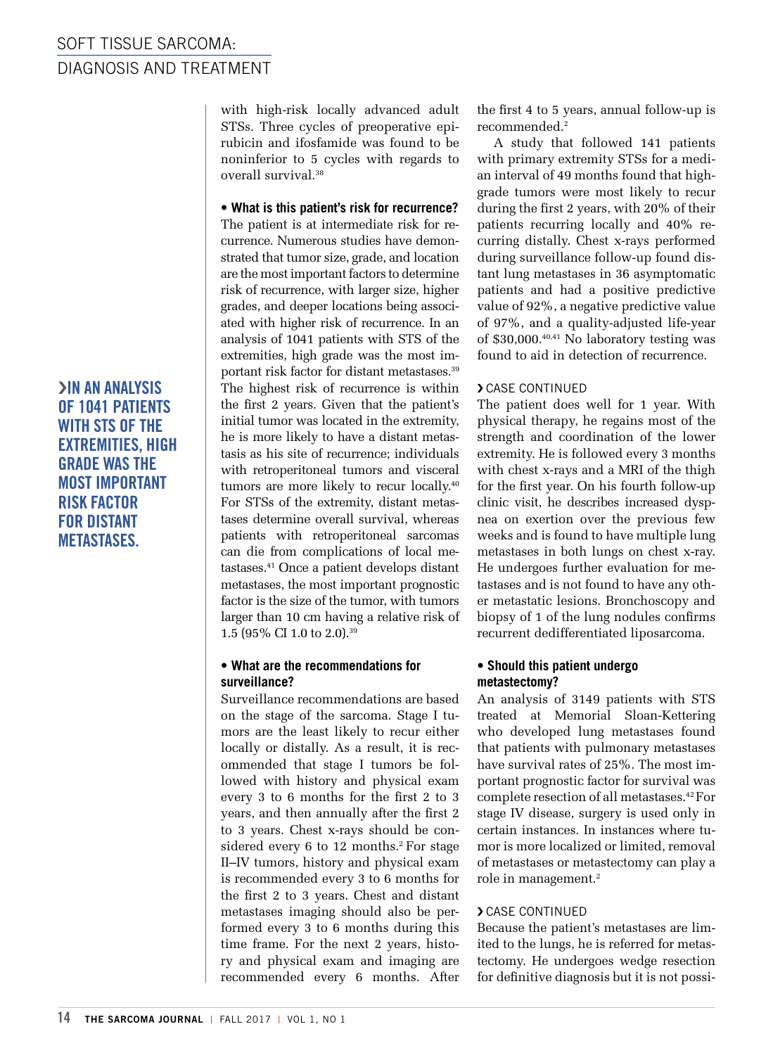with high-risk locally advanced adult STSs. Three cycles of preoperative epirubicin and ifosfamide was found to be noninferior to 5 cycles with regards to overall survival.[38]

**• What is this patient's risk for recurrence?**

The patient is at intermediate risk for recurrence. Numerous studies have demonstrated that tumor size, grade, and location are the most important factors to determine risk of recurrence, with larger size, higher grades, and deeper locations being associated with higher risk of recurrence. In an analysis of 1041 patients with STS of the extremities, high grade was the most important risk factor for distant metastases.[39] The highest risk of recurrence is within the first 2 years. Given that the patient's initial tumor was located in the extremity, he is more likely to have a distant metastasis as his site of recurrence; individuals with retroperitoneal tumors and visceral tumors are more likely to recur locally.[40] For STSs of the extremity, distant metastases determine overall survival, whereas patients with retroperitoneal sarcomas can die from complications of local metastases.[41] Once a patient develops distant metastases, the most important prognostic factor is the size of the tumor, with tumors larger than 10 cm having a relative risk of 1.5 (95% CI 1.0 to 2.0).[39]

**›IN AN ANALYSIS OF 1041 PATIENTS WITH STS OF THE EXTREMITIES, HIGH GRADE WAS THE MOST IMPORTANT RISK FACTOR FOR DISTANT METASTASES.**

**• What are the recommendations for surveillance?**

Surveillance recommendations are based on the stage of the sarcoma. Stage I tumors are the least likely to recur either locally or distally. As a result, it is recommended that stage I tumors be followed with history and physical exam every 3 to 6 months for the first 2 to 3 years, and then annually after the first 2 to 3 years. Chest x-rays should be considered every 6 to 12 months.[2] For stage II–IV tumors, history and physical exam is recommended every 3 to 6 months for the first 2 to 3 years. Chest and distant metastases imaging should also be performed every 3 to 6 months during this time frame. For the next 2 years, history and physical exam and imaging are recommended every 6 months. After the first 4 to 5 years, annual follow-up is recommended.[2]

A study that followed 141 patients with primary extremity STSs for a median interval of 49 months found that high-grade tumors were most likely to recur during the first 2 years, with 20% of their patients recurring locally and 40% recurring distally. Chest x-rays performed during surveillance follow-up found distant lung metastases in 36 asymptomatic patients and had a positive predictive value of 92%, a negative predictive value of 97%, and a quality-adjusted life-year of $30,000.[40,41] No laboratory testing was found to aid in detection of recurrence.

› CASE CONTINUED

The patient does well for 1 year. With physical therapy, he regains most of the strength and coordination of the lower extremity. He is followed every 3 months with chest x-rays and a MRI of the thigh for the first year. On his fourth follow-up clinic visit, he describes increased dyspnea on exertion over the previous few weeks and is found to have multiple lung metastases in both lungs on chest x-ray. He undergoes further evaluation for metastases and is not found to have any other metastatic lesions. Bronchoscopy and biopsy of 1 of the lung nodules confirms recurrent dedifferentiated liposarcoma.

**• Should this patient undergo metastectomy?**

An analysis of 3149 patients with STS treated at Memorial Sloan-Kettering who developed lung metastases found that patients with pulmonary metastases have survival rates of 25%. The most important prognostic factor for survival was complete resection of all metastases.[42] For stage IV disease, surgery is used only in certain instances. In instances where tumor is more localized or limited, removal of metastases or metastectomy can play a role in management.[2]

› CASE CONTINUED

Because the patient's metastases are limited to the lungs, he is referred for metastectomy. He undergoes wedge resection for definitive diagnosis but it is not possi-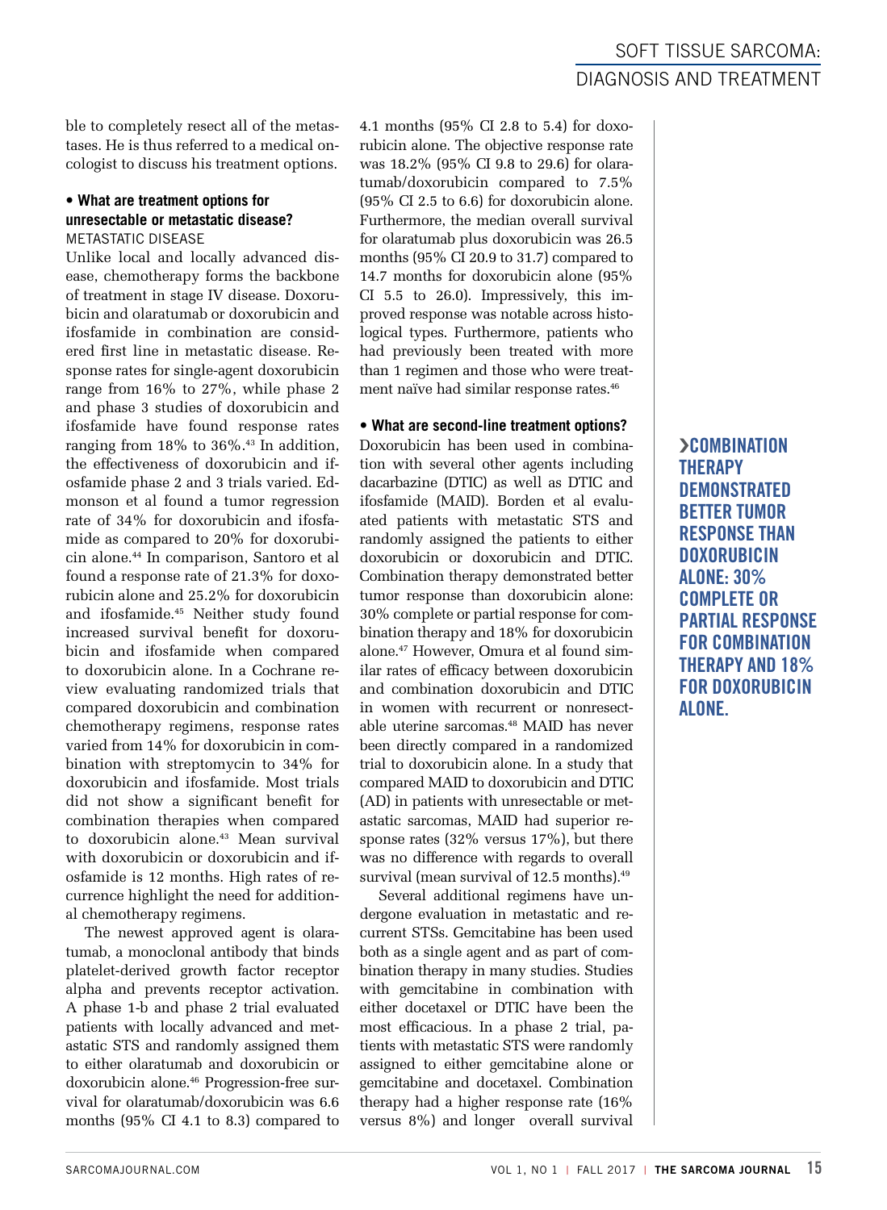ble to completely resect all of the metastases. He is thus referred to a medical oncologist to discuss his treatment options.

### • What are treatment options for unresectable or metastatic disease?

METASTATIC DISEASE

Unlike local and locally advanced disease, chemotherapy forms the backbone of treatment in stage IV disease. Doxorubicin and olaratumab or doxorubicin and ifosfamide in combination are considered first line in metastatic disease. Response rates for single-agent doxorubicin range from 16% to 27%, while phase 2 and phase 3 studies of doxorubicin and ifosfamide have found response rates ranging from 18% to 36%.[43] In addition, the effectiveness of doxorubicin and ifosfamide phase 2 and 3 trials varied. Edmonson et al found a tumor regression rate of 34% for doxorubicin and ifosfamide as compared to 20% for doxorubicin alone.[44] In comparison, Santoro et al found a response rate of 21.3% for doxorubicin alone and 25.2% for doxorubicin and ifosfamide.[45] Neither study found increased survival benefit for doxorubicin and ifosfamide when compared to doxorubicin alone. In a Cochrane review evaluating randomized trials that compared doxorubicin and combination chemotherapy regimens, response rates varied from 14% for doxorubicin in combination with streptomycin to 34% for doxorubicin and ifosfamide. Most trials did not show a significant benefit for combination therapies when compared to doxorubicin alone.[43] Mean survival with doxorubicin or doxorubicin and ifosfamide is 12 months. High rates of recurrence highlight the need for additional chemotherapy regimens.

The newest approved agent is olaratumab, a monoclonal antibody that binds platelet-derived growth factor receptor alpha and prevents receptor activation. A phase 1-b and phase 2 trial evaluated patients with locally advanced and metastatic STS and randomly assigned them to either olaratumab and doxorubicin or doxorubicin alone.[46] Progression-free survival for olaratumab/doxorubicin was 6.6 months (95% CI 4.1 to 8.3) compared to 4.1 months (95% CI 2.8 to 5.4) for doxorubicin alone. The objective response rate was 18.2% (95% CI 9.8 to 29.6) for olaratumab/doxorubicin compared to 7.5% (95% CI 2.5 to 6.6) for doxorubicin alone. Furthermore, the median overall survival for olaratumab plus doxorubicin was 26.5 months (95% CI 20.9 to 31.7) compared to 14.7 months for doxorubicin alone (95% CI 5.5 to 26.0). Impressively, this improved response was notable across histological types. Furthermore, patients who had previously been treated with more than 1 regimen and those who were treatment naïve had similar response rates.[46]

### • What are second-line treatment options?

Doxorubicin has been used in combination with several other agents including dacarbazine (DTIC) as well as DTIC and ifosfamide (MAID). Borden et al evaluated patients with metastatic STS and randomly assigned the patients to either doxorubicin or doxorubicin and DTIC. Combination therapy demonstrated better tumor response than doxorubicin alone: 30% complete or partial response for combination therapy and 18% for doxorubicin alone.[47] However, Omura et al found similar rates of efficacy between doxorubicin and combination doxorubicin and DTIC in women with recurrent or nonresectable uterine sarcomas.[48] MAID has never been directly compared in a randomized trial to doxorubicin alone. In a study that compared MAID to doxorubicin and DTIC (AD) in patients with unresectable or metastatic sarcomas, MAID had superior response rates (32% versus 17%), but there was no difference with regards to overall survival (mean survival of 12.5 months).[49]

Several additional regimens have undergone evaluation in metastatic and recurrent STSs. Gemcitabine has been used both as a single agent and as part of combination therapy in many studies. Studies with gemcitabine in combination with either docetaxel or DTIC have been the most efficacious. In a phase 2 trial, patients with metastatic STS were randomly assigned to either gemcitabine alone or gemcitabine and docetaxel. Combination therapy had a higher response rate (16% versus 8%) and longer overall survival

**›COMBINATION THERAPY DEMONSTRATED BETTER TUMOR RESPONSE THAN DOXORUBICIN ALONE: 30% COMPLETE OR PARTIAL RESPONSE FOR COMBINATION THERAPY AND 18% FOR DOXORUBICIN ALONE.**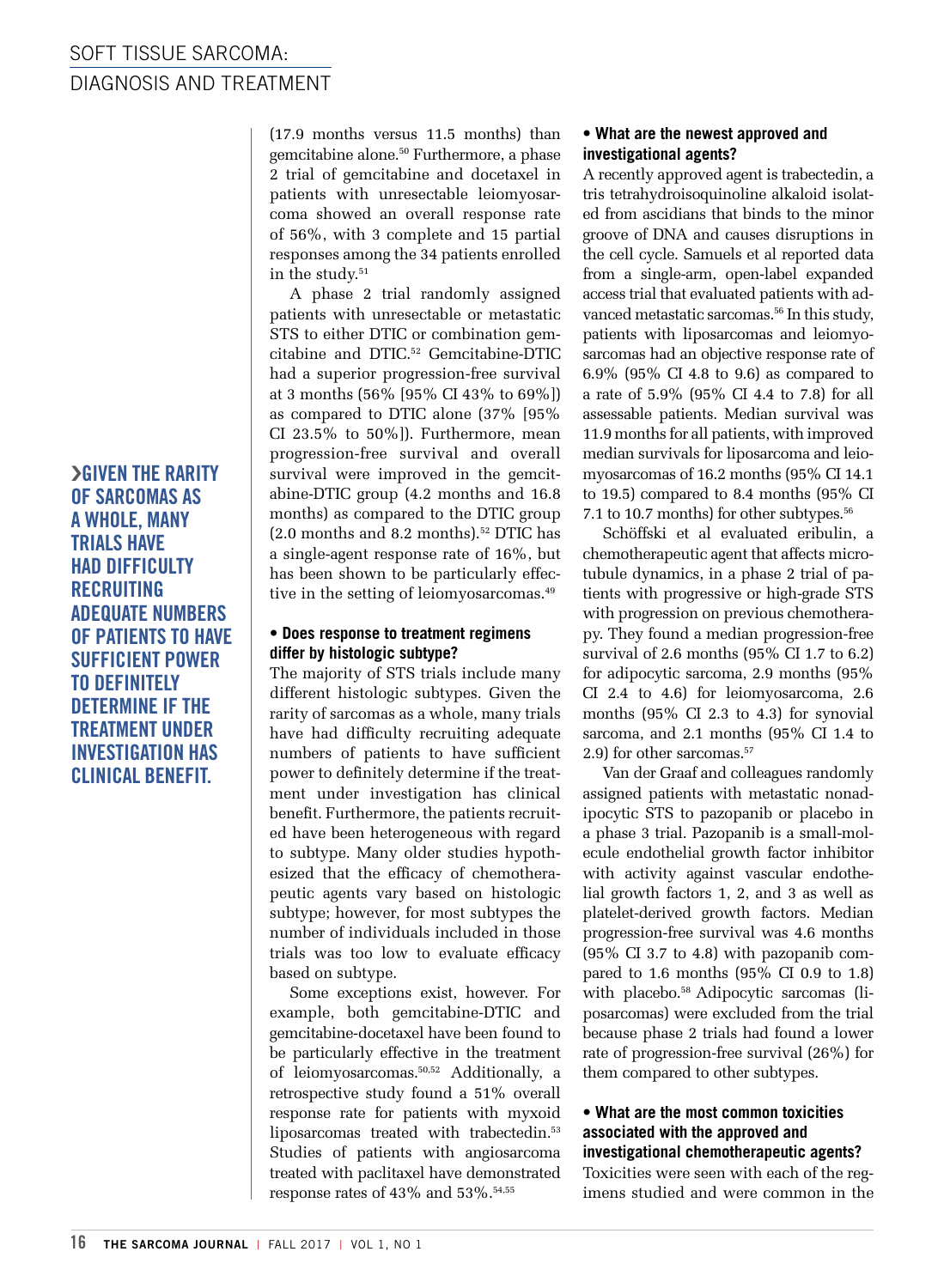(17.9 months versus 11.5 months) than gemcitabine alone.[50] Furthermore, a phase 2 trial of gemcitabine and docetaxel in patients with unresectable leiomyosarcoma showed an overall response rate of 56%, with 3 complete and 15 partial responses among the 34 patients enrolled in the study.[51]

A phase 2 trial randomly assigned patients with unresectable or metastatic STS to either DTIC or combination gemcitabine and DTIC.[52] Gemcitabine-DTIC had a superior progression-free survival at 3 months (56% [95% CI 43% to 69%]) as compared to DTIC alone (37% [95% CI 23.5% to 50%]). Furthermore, mean progression-free survival and overall survival were improved in the gemcitabine-DTIC group (4.2 months and 16.8 months) as compared to the DTIC group (2.0 months and 8.2 months).[52] DTIC has a single-agent response rate of 16%, but has been shown to be particularly effective in the setting of leiomyosarcomas.[49]

> **GIVEN THE RARITY OF SARCOMAS AS A WHOLE, MANY TRIALS HAVE HAD DIFFICULTY RECRUITING ADEQUATE NUMBERS OF PATIENTS TO HAVE SUFFICIENT POWER TO DEFINITELY DETERMINE IF THE TREATMENT UNDER INVESTIGATION HAS CLINICAL BENEFIT.**

**• Does response to treatment regimens differ by histologic subtype?**

The majority of STS trials include many different histologic subtypes. Given the rarity of sarcomas as a whole, many trials have had difficulty recruiting adequate numbers of patients to have sufficient power to definitely determine if the treatment under investigation has clinical benefit. Furthermore, the patients recruited have been heterogeneous with regard to subtype. Many older studies hypothesized that the efficacy of chemotherapeutic agents vary based on histologic subtype; however, for most subtypes the number of individuals included in those trials was too low to evaluate efficacy based on subtype.

Some exceptions exist, however. For example, both gemcitabine-DTIC and gemcitabine-docetaxel have been found to be particularly effective in the treatment of leiomyosarcomas.[50,52] Additionally, a retrospective study found a 51% overall response rate for patients with myxoid liposarcomas treated with trabectedin.[53] Studies of patients with angiosarcoma treated with paclitaxel have demonstrated response rates of 43% and 53%.[54,55]

**• What are the newest approved and investigational agents?**

A recently approved agent is trabectedin, a tris tetrahydroisoquinoline alkaloid isolated from ascidians that binds to the minor groove of DNA and causes disruptions in the cell cycle. Samuels et al reported data from a single-arm, open-label expanded access trial that evaluated patients with advanced metastatic sarcomas.[56] In this study, patients with liposarcomas and leiomyosarcomas had an objective response rate of 6.9% (95% CI 4.8 to 9.6) as compared to a rate of 5.9% (95% CI 4.4 to 7.8) for all assessable patients. Median survival was 11.9 months for all patients, with improved median survivals for liposarcoma and leiomyosarcomas of 16.2 months (95% CI 14.1 to 19.5) compared to 8.4 months (95% CI 7.1 to 10.7 months) for other subtypes.[56]

Schöffski et al evaluated eribulin, a chemotherapeutic agent that affects microtubule dynamics, in a phase 2 trial of patients with progressive or high-grade STS with progression on previous chemotherapy. They found a median progression-free survival of 2.6 months (95% CI 1.7 to 6.2) for adipocytic sarcoma, 2.9 months (95% CI 2.4 to 4.6) for leiomyosarcoma, 2.6 months (95% CI 2.3 to 4.3) for synovial sarcoma, and 2.1 months (95% CI 1.4 to 2.9) for other sarcomas.[57]

Van der Graaf and colleagues randomly assigned patients with metastatic nonadipocytic STS to pazopanib or placebo in a phase 3 trial. Pazopanib is a small-molecule endothelial growth factor inhibitor with activity against vascular endothelial growth factors 1, 2, and 3 as well as platelet-derived growth factors. Median progression-free survival was 4.6 months (95% CI 3.7 to 4.8) with pazopanib compared to 1.6 months (95% CI 0.9 to 1.8) with placebo.[58] Adipocytic sarcomas (liposarcomas) were excluded from the trial because phase 2 trials had found a lower rate of progression-free survival (26%) for them compared to other subtypes.

**• What are the most common toxicities associated with the approved and investigational chemotherapeutic agents?**

Toxicities were seen with each of the regimens studied and were common in the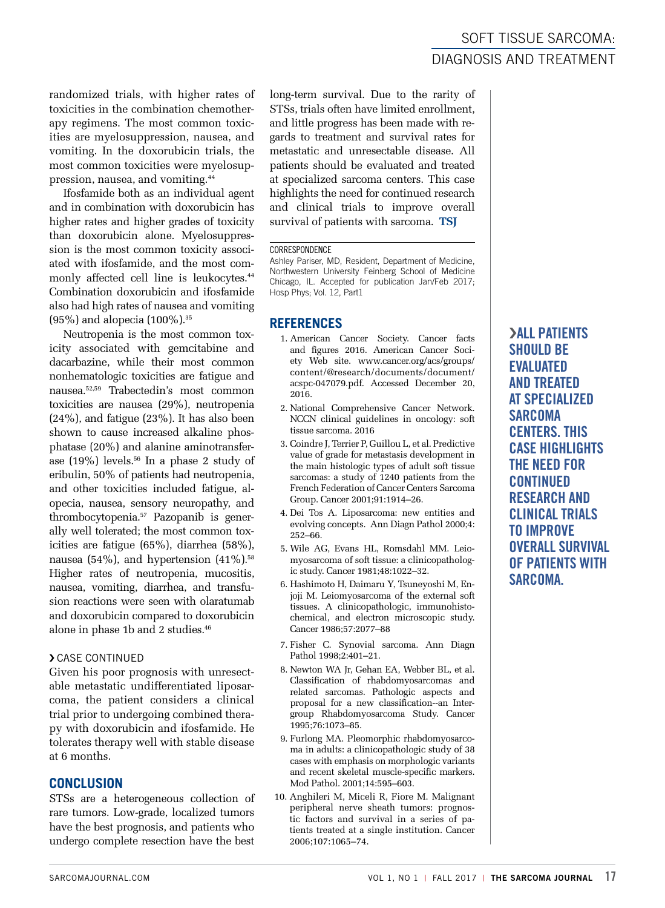randomized trials, with higher rates of toxicities in the combination chemotherapy regimens. The most common toxicities are myelosuppression, nausea, and vomiting. In the doxorubicin trials, the most common toxicities were myelosuppression, nausea, and vomiting.[44]

Ifosfamide both as an individual agent and in combination with doxorubicin has higher rates and higher grades of toxicity than doxorubicin alone. Myelosuppression is the most common toxicity associated with ifosfamide, and the most commonly affected cell line is leukocytes.[44] Combination doxorubicin and ifosfamide also had high rates of nausea and vomiting (95%) and alopecia (100%).[35]

Neutropenia is the most common toxicity associated with gemcitabine and dacarbazine, while their most common nonhematologic toxicities are fatigue and nausea.[52,59] Trabectedin's most common toxicities are nausea (29%), neutropenia (24%), and fatigue (23%). It has also been shown to cause increased alkaline phosphatase (20%) and alanine aminotransferase (19%) levels.[56] In a phase 2 study of eribulin, 50% of patients had neutropenia, and other toxicities included fatigue, alopecia, nausea, sensory neuropathy, and thrombocytopenia.[57] Pazopanib is generally well tolerated; the most common toxicities are fatigue (65%), diarrhea (58%), nausea (54%), and hypertension (41%).[58] Higher rates of neutropenia, mucositis, nausea, vomiting, diarrhea, and transfusion reactions were seen with olaratumab and doxorubicin compared to doxorubicin alone in phase 1b and 2 studies.[46]

### › CASE CONTINUED

Given his poor prognosis with unresectable metastatic undifferentiated liposarcoma, the patient considers a clinical trial prior to undergoing combined therapy with doxorubicin and ifosfamide. He tolerates therapy well with stable disease at 6 months.

## CONCLUSION

STSs are a heterogeneous collection of rare tumors. Low-grade, localized tumors have the best prognosis, and patients who undergo complete resection have the best long-term survival. Due to the rarity of STSs, trials often have limited enrollment, and little progress has been made with regards to treatment and survival rates for metastatic and unresectable disease. All patients should be evaluated and treated at specialized sarcoma centers. This case highlights the need for continued research and clinical trials to improve overall survival of patients with sarcoma. **TSJ**

CORRESPONDENCE

Ashley Pariser, MD, Resident, Department of Medicine, Northwestern University Feinberg School of Medicine Chicago, IL. Accepted for publication Jan/Feb 2017; Hosp Phys; Vol. 12, Part1

**›ALL PATIENTS SHOULD BE EVALUATED AND TREATED AT SPECIALIZED SARCOMA CENTERS. THIS CASE HIGHLIGHTS THE NEED FOR CONTINUED RESEARCH AND CLINICAL TRIALS TO IMPROVE OVERALL SURVIVAL OF PATIENTS WITH SARCOMA.**

## REFERENCES

1. American Cancer Society. Cancer facts and figures 2016. American Cancer Society Web site. www.cancer.org/acs/groups/content/@research/documents/document/acspc-047079.pdf. Accessed December 20, 2016.
2. National Comprehensive Cancer Network. NCCN clinical guidelines in oncology: soft tissue sarcoma. 2016
3. Coindre J, Terrier P, Guillou L, et al. Predictive value of grade for metastasis development in the main histologic types of adult soft tissue sarcomas: a study of 1240 patients from the French Federation of Cancer Centers Sarcoma Group. Cancer 2001;91:1914–26.
4. Dei Tos A. Liposarcoma: new entities and evolving concepts. Ann Diagn Pathol 2000;4: 252–66.
5. Wile AG, Evans HL, Romsdahl MM. Leiomyosarcoma of soft tissue: a clinicopathologic study. Cancer 1981;48:1022–32.
6. Hashimoto H, Daimaru Y, Tsuneyoshi M, Enjoji M. Leiomyosarcoma of the external soft tissues. A clinicopathologic, immunohistochemical, and electron microscopic study. Cancer 1986;57:2077–88
7. Fisher C. Synovial sarcoma. Ann Diagn Pathol 1998;2:401–21.
8. Newton WA Jr, Gehan EA, Webber BL, et al. Classification of rhabdomyosarcomas and related sarcomas. Pathologic aspects and proposal for a new classification--an Intergroup Rhabdomyosarcoma Study. Cancer 1995;76:1073–85.
9. Furlong MA. Pleomorphic rhabdomyosarcoma in adults: a clinicopathologic study of 38 cases with emphasis on morphologic variants and recent skeletal muscle-specific markers. Mod Pathol. 2001;14:595–603.
10. Anghileri M, Miceli R, Fiore M. Malignant peripheral nerve sheath tumors: prognostic factors and survival in a series of patients treated at a single institution. Cancer 2006;107:1065–74.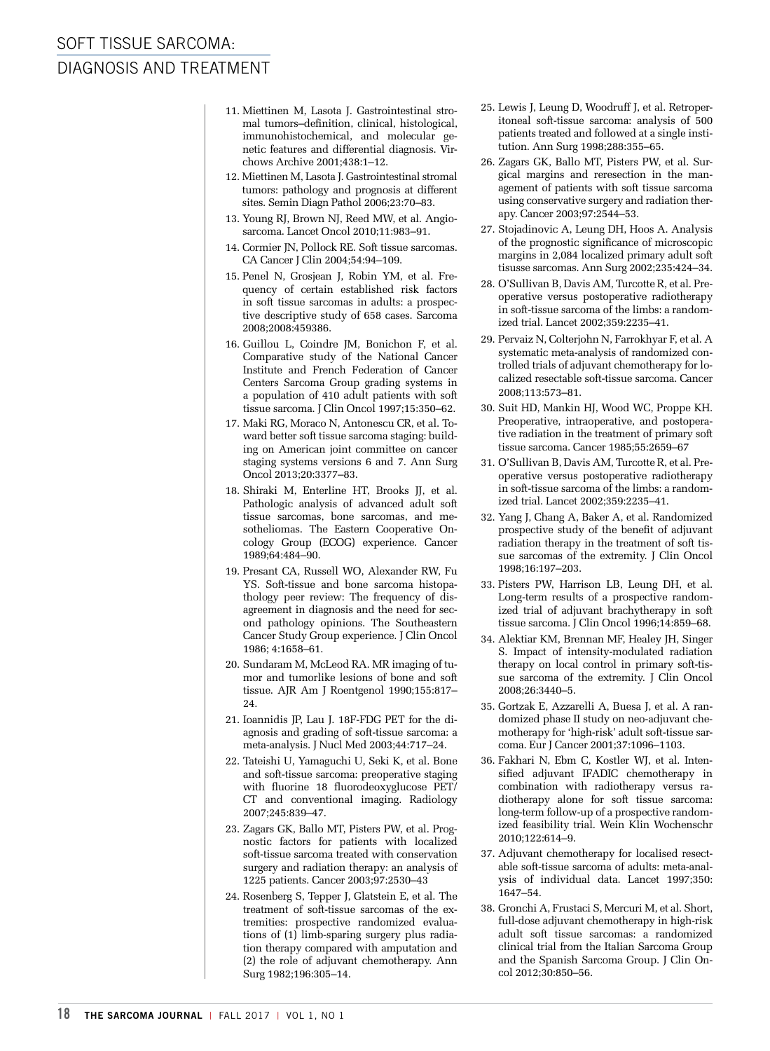11. Miettinen M, Lasota J. Gastrointestinal stromal tumors–definition, clinical, histological, immunohistochemical, and molecular genetic features and differential diagnosis. Virchows Archive 2001;438:1–12.
12. Miettinen M, Lasota J. Gastrointestinal stromal tumors: pathology and prognosis at different sites. Semin Diagn Pathol 2006;23:70–83.
13. Young RJ, Brown NJ, Reed MW, et al. Angiosarcoma. Lancet Oncol 2010;11:983–91.
14. Cormier JN, Pollock RE. Soft tissue sarcomas. CA Cancer J Clin 2004;54:94–109.
15. Penel N, Grosjean J, Robin YM, et al. Frequency of certain established risk factors in soft tissue sarcomas in adults: a prospective descriptive study of 658 cases. Sarcoma 2008;2008:459386.
16. Guillou L, Coindre JM, Bonichon F, et al. Comparative study of the National Cancer Institute and French Federation of Cancer Centers Sarcoma Group grading systems in a population of 410 adult patients with soft tissue sarcoma. J Clin Oncol 1997;15:350–62.
17. Maki RG, Moraco N, Antonescu CR, et al. Toward better soft tissue sarcoma staging: building on American joint committee on cancer staging systems versions 6 and 7. Ann Surg Oncol 2013;20:3377–83.
18. Shiraki M, Enterline HT, Brooks JJ, et al. Pathologic analysis of advanced adult soft tissue sarcomas, bone sarcomas, and mesotheliomas. The Eastern Cooperative Oncology Group (ECOG) experience. Cancer 1989;64:484–90.
19. Presant CA, Russell WO, Alexander RW, Fu YS. Soft-tissue and bone sarcoma histopathology peer review: The frequency of disagreement in diagnosis and the need for second pathology opinions. The Southeastern Cancer Study Group experience. J Clin Oncol 1986; 4:1658–61.
20. Sundaram M, McLeod RA. MR imaging of tumor and tumorlike lesions of bone and soft tissue. AJR Am J Roentgenol 1990;155:817–24.
21. Ioannidis JP, Lau J. 18F-FDG PET for the diagnosis and grading of soft-tissue sarcoma: a meta-analysis. J Nucl Med 2003;44:717–24.
22. Tateishi U, Yamaguchi U, Seki K, et al. Bone and soft-tissue sarcoma: preoperative staging with fluorine 18 fluorodeoxyglucose PET/CT and conventional imaging. Radiology 2007;245:839–47.
23. Zagars GK, Ballo MT, Pisters PW, et al. Prognostic factors for patients with localized soft-tissue sarcoma treated with conservation surgery and radiation therapy: an analysis of 1225 patients. Cancer 2003;97:2530–43
24. Rosenberg S, Tepper J, Glatstein E, et al. The treatment of soft-tissue sarcomas of the extremities: prospective randomized evaluations of (1) limb-sparing surgery plus radiation therapy compared with amputation and (2) the role of adjuvant chemotherapy. Ann Surg 1982;196:305–14.
25. Lewis J, Leung D, Woodruff J, et al. Retroperitoneal soft-tissue sarcoma: analysis of 500 patients treated and followed at a single institution. Ann Surg 1998;288:355–65.
26. Zagars GK, Ballo MT, Pisters PW, et al. Surgical margins and reresection in the management of patients with soft tissue sarcoma using conservative surgery and radiation therapy. Cancer 2003;97:2544–53.
27. Stojadinovic A, Leung DH, Hoos A. Analysis of the prognostic significance of microscopic margins in 2,084 localized primary adult soft tisusse sarcomas. Ann Surg 2002;235:424–34.
28. O'Sullivan B, Davis AM, Turcotte R, et al. Preoperative versus postoperative radiotherapy in soft-tissue sarcoma of the limbs: a randomized trial. Lancet 2002;359:2235–41.
29. Pervaiz N, Colterjohn N, Farrokhyar F, et al. A systematic meta-analysis of randomized controlled trials of adjuvant chemotherapy for localized resectable soft-tissue sarcoma. Cancer 2008;113:573–81.
30. Suit HD, Mankin HJ, Wood WC, Proppe KH. Preoperative, intraoperative, and postoperative radiation in the treatment of primary soft tissue sarcoma. Cancer 1985;55:2659–67
31. O'Sullivan B, Davis AM, Turcotte R, et al. Preoperative versus postoperative radiotherapy in soft-tissue sarcoma of the limbs: a randomized trial. Lancet 2002;359:2235–41.
32. Yang J, Chang A, Baker A, et al. Randomized prospective study of the benefit of adjuvant radiation therapy in the treatment of soft tissue sarcomas of the extremity. J Clin Oncol 1998;16:197–203.
33. Pisters PW, Harrison LB, Leung DH, et al. Long-term results of a prospective randomized trial of adjuvant brachytherapy in soft tissue sarcoma. J Clin Oncol 1996;14:859–68.
34. Alektiar KM, Brennan MF, Healey JH, Singer S. Impact of intensity-modulated radiation therapy on local control in primary soft-tissue sarcoma of the extremity. J Clin Oncol 2008;26:3440–5.
35. Gortzak E, Azzarelli A, Buesa J, et al. A randomized phase II study on neo-adjuvant chemotherapy for 'high-risk' adult soft-tissue sarcoma. Eur J Cancer 2001;37:1096–1103.
36. Fakhari N, Ebm C, Kostler WJ, et al. Intensified adjuvant IFADIC chemotherapy in combination with radiotherapy versus radiotherapy alone for soft tissue sarcoma: long-term follow-up of a prospective randomized feasibility trial. Wein Klin Wochenschr 2010;122:614–9.
37. Adjuvant chemotherapy for localised resectable soft-tissue sarcoma of adults: meta-analysis of individual data. Lancet 1997;350: 1647–54.
38. Gronchi A, Frustaci S, Mercuri M, et al. Short, full-dose adjuvant chemotherapy in high-risk adult soft tissue sarcomas: a randomized clinical trial from the Italian Sarcoma Group and the Spanish Sarcoma Group. J Clin Oncol 2012;30:850–56.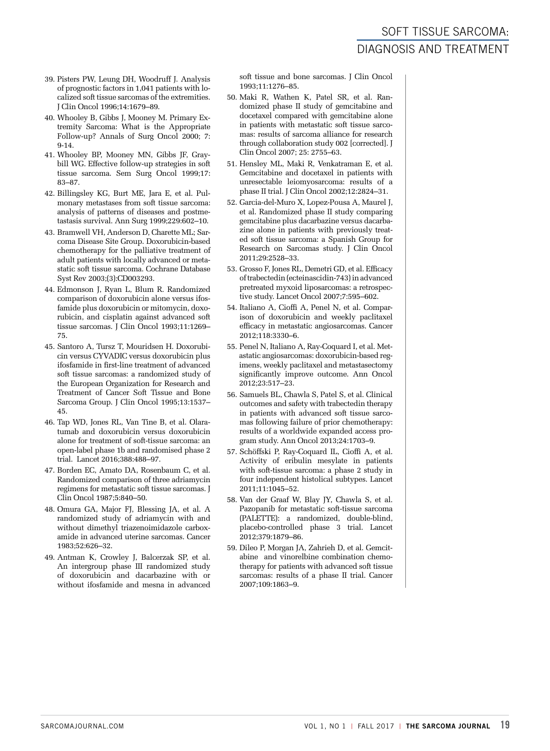39. Pisters PW, Leung DH, Woodruff J. Analysis of prognostic factors in 1,041 patients with localized soft tissue sarcomas of the extremities. J Clin Oncol 1996;14:1679–89.
40. Whooley B, Gibbs J, Mooney M. Primary Extremity Sarcoma: What is the Appropriate Follow-up? Annals of Surg Oncol 2000; 7: 9-14.
41. Whooley BP, Mooney MN, Gibbs JF, Graybill WG. Effective follow-up strategies in soft tissue sarcoma. Sem Surg Oncol 1999;17: 83–87.
42. Billingsley KG, Burt ME, Jara E, et al. Pulmonary metastases from soft tissue sarcoma: analysis of patterns of diseases and postmetastasis survival. Ann Surg 1999;229:602–10.
43. Bramwell VH, Anderson D, Charette ML; Sarcoma Disease Site Group. Doxorubicin-based chemotherapy for the palliative treatment of adult patients with locally advanced or metastatic soft tissue sarcoma. Cochrane Database Syst Rev 2003;(3):CD003293.
44. Edmonson J, Ryan L, Blum R. Randomized comparison of doxorubicin alone versus ifosfamide plus doxorubicin or mitomycin, doxorubicin, and cisplatin against advanced soft tissue sarcomas. J Clin Oncol 1993;11:1269–75.
45. Santoro A, Tursz T, Mouridsen H. Doxorubicin versus CYVADIC versus doxorubicin plus ifosfamide in first-line treatment of advanced soft tissue sarcomas: a randomized study of the European Organization for Research and Treatment of Cancer Soft Tissue and Bone Sarcoma Group. J Clin Oncol 1995;13:1537–45.
46. Tap WD, Jones RL, Van Tine B, et al. Olaratumab and doxorubicin versus doxorubicin alone for treatment of soft-tissue sarcoma: an open-label phase 1b and randomised phase 2 trial. Lancet 2016;388:488–97.
47. Borden EC, Amato DA, Rosenbaum C, et al. Randomized comparison of three adriamycin regimens for metastatic soft tissue sarcomas. J Clin Oncol 1987;5:840–50.
48. Omura GA, Major FJ, Blessing JA, et al. A randomized study of adriamycin with and without dimethyl triazenoimidazole carboxamide in advanced uterine sarcomas. Cancer 1983;52:626–32.
49. Antman K, Crowley J, Balcerzak SP, et al. An intergroup phase III randomized study of doxorubicin and dacarbazine with or without ifosfamide and mesna in advanced soft tissue and bone sarcomas. J Clin Oncol 1993;11:1276–85.
50. Maki R, Wathen K, Patel SR, et al. Randomized phase II study of gemcitabine and docetaxel compared with gemcitabine alone in patients with metastatic soft tissue sarcomas: results of sarcoma alliance for research through collaboration study 002 [corrected]. J Clin Oncol 2007; 25: 2755–63.
51. Hensley ML, Maki R, Venkatraman E, et al. Gemcitabine and docetaxel in patients with unresectable leiomyosarcoma: results of a phase II trial. J Clin Oncol 2002;12:2824–31.
52. Garcia-del-Muro X, Lopez-Pousa A, Maurel J, et al. Randomized phase II study comparing gemcitabine plus dacarbazine versus dacarbazine alone in patients with previously treated soft tissue sarcoma: a Spanish Group for Research on Sarcomas study. J Clin Oncol 2011;29:2528–33.
53. Grosso F, Jones RL, Demetri GD, et al. Efficacy of trabectedin (ecteinascidin-743) in advanced pretreated myxoid liposarcomas: a retrospective study. Lancet Oncol 2007;7:595–602.
54. Italiano A, Cioffi A, Penel N, et al. Comparison of doxorubicin and weekly paclitaxel efficacy in metastatic angiosarcomas. Cancer 2012;118:3330–6.
55. Penel N, Italiano A, Ray-Coquard I, et al. Metastatic angiosarcomas: doxorubicin-based regimens, weekly paclitaxel and metastasectomy significantly improve outcome. Ann Oncol 2012;23:517–23.
56. Samuels BL, Chawla S, Patel S, et al. Clinical outcomes and safety with trabectedin therapy in patients with advanced soft tissue sarcomas following failure of prior chemotherapy: results of a worldwide expanded access program study. Ann Oncol 2013;24:1703–9.
57. Schöffski P, Ray-Coquard IL, Cioffi A, et al. Activity of eribulin mesylate in patients with soft-tissue sarcoma: a phase 2 study in four independent histolical subtypes. Lancet 2011;11:1045–52.
58. Van der Graaf W, Blay JY, Chawla S, et al. Pazopanib for metastatic soft-tissue sarcoma (PALETTE): a randomized, double-blind, placebo-controlled phase 3 trial. Lancet 2012;379:1879–86.
59. Dileo P, Morgan JA, Zahrieh D, et al. Gemcitabine and vinorelbine combination chemotherapy for patients with advanced soft tissue sarcomas: results of a phase II trial. Cancer 2007;109:1863–9.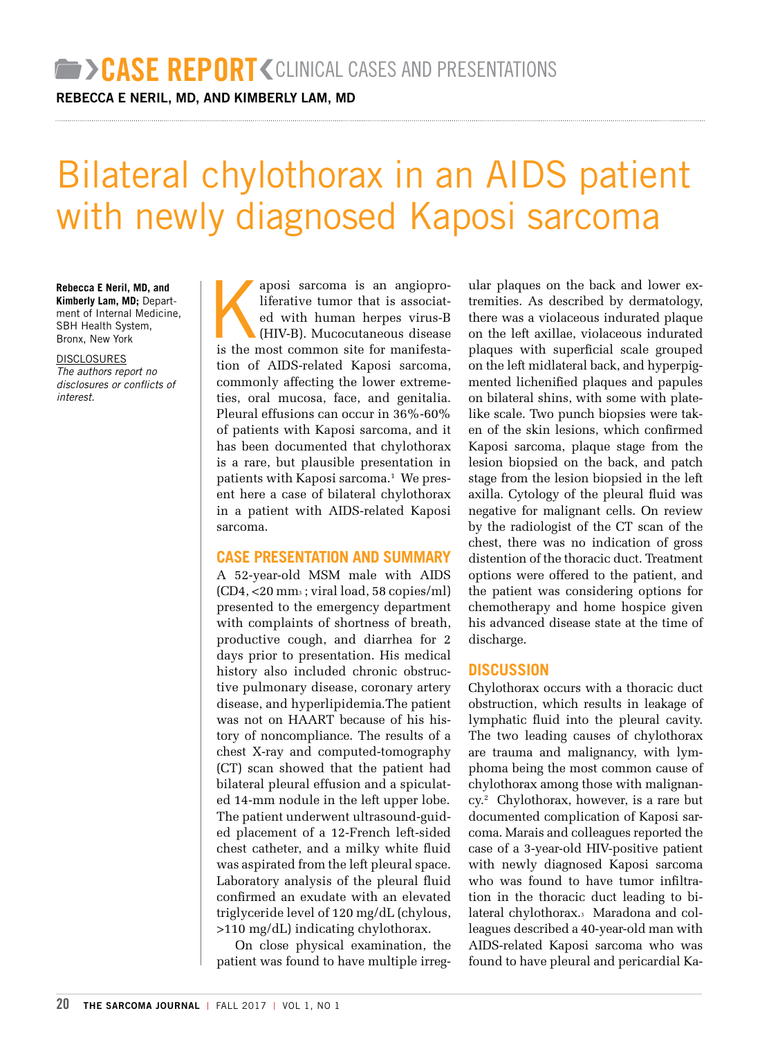# CASE REPORT — CLINICAL CASES AND PRESENTATIONS

**REBECCA E NERIL, MD, AND KIMBERLY LAM, MD**

# Bilateral chylothorax in an AIDS patient with newly diagnosed Kaposi sarcoma

**Rebecca E Neril, MD, and Kimberly Lam, MD;** Department of Internal Medicine, SBH Health System, Bronx, New York

DISCLOSURES
*The authors report no disclosures or conflicts of interest.*

Kaposi sarcoma is an angioproliferative tumor that is associated with human herpes virus-B (HIV-B). Mucocutaneous disease is the most common site for manifestation of AIDS-related Kaposi sarcoma, commonly affecting the lower extremeties, oral mucosa, face, and genitalia. Pleural effusions can occur in 36%-60% of patients with Kaposi sarcoma, and it has been documented that chylothorax is a rare, but plausible presentation in patients with Kaposi sarcoma.[1] We present here a case of bilateral chylothorax in a patient with AIDS-related Kaposi sarcoma.

## CASE PRESENTATION AND SUMMARY

A 52-year-old MSM male with AIDS (CD4, <20 mm[3]; viral load, 58 copies/ml) presented to the emergency department with complaints of shortness of breath, productive cough, and diarrhea for 2 days prior to presentation. His medical history also included chronic obstructive pulmonary disease, coronary artery disease, and hyperlipidemia.The patient was not on HAART because of his history of noncompliance. The results of a chest X-ray and computed-tomography (CT) scan showed that the patient had bilateral pleural effusion and a spiculated 14-mm nodule in the left upper lobe. The patient underwent ultrasound-guided placement of a 12-French left-sided chest catheter, and a milky white fluid was aspirated from the left pleural space. Laboratory analysis of the pleural fluid confirmed an exudate with an elevated triglyceride level of 120 mg/dL (chylous, >110 mg/dL) indicating chylothorax.

On close physical examination, the patient was found to have multiple irregular plaques on the back and lower extremities. As described by dermatology, there was a violaceous indurated plaque on the left axillae, violaceous indurated plaques with superficial scale grouped on the left midlateral back, and hyperpigmented lichenified plaques and papules on bilateral shins, with some with platelike scale. Two punch biopsies were taken of the skin lesions, which confirmed Kaposi sarcoma, plaque stage from the lesion biopsied on the back, and patch stage from the lesion biopsied in the left axilla. Cytology of the pleural fluid was negative for malignant cells. On review by the radiologist of the CT scan of the chest, there was no indication of gross distention of the thoracic duct. Treatment options were offered to the patient, and the patient was considering options for chemotherapy and home hospice given his advanced disease state at the time of discharge.

## DISCUSSION

Chylothorax occurs with a thoracic duct obstruction, which results in leakage of lymphatic fluid into the pleural cavity. The two leading causes of chylothorax are trauma and malignancy, with lymphoma being the most common cause of chylothorax among those with malignancy.[2] Chylothorax, however, is a rare but documented complication of Kaposi sarcoma. Marais and colleagues reported the case of a 3-year-old HIV-positive patient with newly diagnosed Kaposi sarcoma who was found to have tumor infiltration in the thoracic duct leading to bilateral chylothorax.[3] Maradona and colleagues described a 40-year-old man with AIDS-related Kaposi sarcoma who was found to have pleural and pericardial Ka-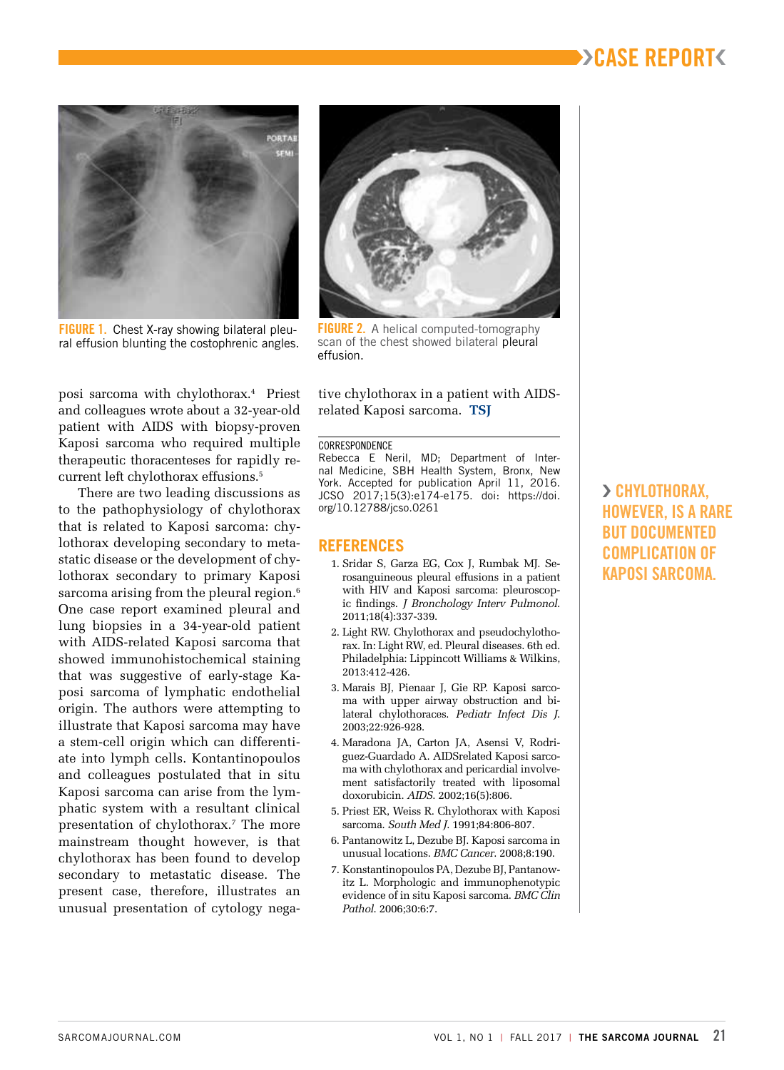FIGURE 1. Chest X-ray showing bilateral pleural effusion blunting the costophrenic angles.

FIGURE 2. A helical computed-tomography scan of the chest showed bilateral pleural effusion.

posi sarcoma with chylothorax.[4] Priest and colleagues wrote about a 32-year-old patient with AIDS with biopsy-proven Kaposi sarcoma who required multiple therapeutic thoracenteses for rapidly recurrent left chylothorax effusions.[5]

There are two leading discussions as to the pathophysiology of chylothorax that is related to Kaposi sarcoma: chylothorax developing secondary to metastatic disease or the development of chylothorax secondary to primary Kaposi sarcoma arising from the pleural region.[6] One case report examined pleural and lung biopsies in a 34-year-old patient with AIDS-related Kaposi sarcoma that showed immunohistochemical staining that was suggestive of early-stage Kaposi sarcoma of lymphatic endothelial origin. The authors were attempting to illustrate that Kaposi sarcoma may have a stem-cell origin which can differentiate into lymph cells. Kontantinopoulos and colleagues postulated that in situ Kaposi sarcoma can arise from the lymphatic system with a resultant clinical presentation of chylothorax.[7] The more mainstream thought however, is that chylothorax has been found to develop secondary to metastatic disease. The present case, therefore, illustrates an unusual presentation of cytology negative chylothorax in a patient with AIDS-related Kaposi sarcoma. **TSJ**

> CHYLOTHORAX, HOWEVER, IS A RARE BUT DOCUMENTED COMPLICATION OF KAPOSI SARCOMA.

CORRESPONDENCE
Rebecca E Neril, MD; Department of Internal Medicine, SBH Health System, Bronx, New York. Accepted for publication April 11, 2016. JCSO 2017;15(3):e174-e175. doi: https://doi.org/10.12788/jcso.0261

## REFERENCES

1. Sridar S, Garza EG, Cox J, Rumbak MJ. Serosanguineous pleural effusions in a patient with HIV and Kaposi sarcoma: pleuroscopic findings. *J Bronchology Interv Pulmonol.* 2011;18(4):337-339.
2. Light RW. Chylothorax and pseudochylothorax. In: Light RW, ed. Pleural diseases. 6th ed. Philadelphia: Lippincott Williams & Wilkins, 2013:412-426.
3. Marais BJ, Pienaar J, Gie RP. Kaposi sarcoma with upper airway obstruction and bilateral chylothoraces. *Pediatr Infect Dis J.* 2003;22:926-928.
4. Maradona JA, Carton JA, Asensi V, Rodriguez-Guardado A. AIDSrelated Kaposi sarcoma with chylothorax and pericardial involvement satisfactorily treated with liposomal doxorubicin. *AIDS.* 2002;16(5):806.
5. Priest ER, Weiss R. Chylothorax with Kaposi sarcoma. *South Med J.* 1991;84:806-807.
6. Pantanowitz L, Dezube BJ. Kaposi sarcoma in unusual locations. *BMC Cancer.* 2008;8:190.
7. Konstantinopoulos PA, Dezube BJ, Pantanowitz L. Morphologic and immunophenotypic evidence of in situ Kaposi sarcoma. *BMC Clin Pathol.* 2006;30:6:7.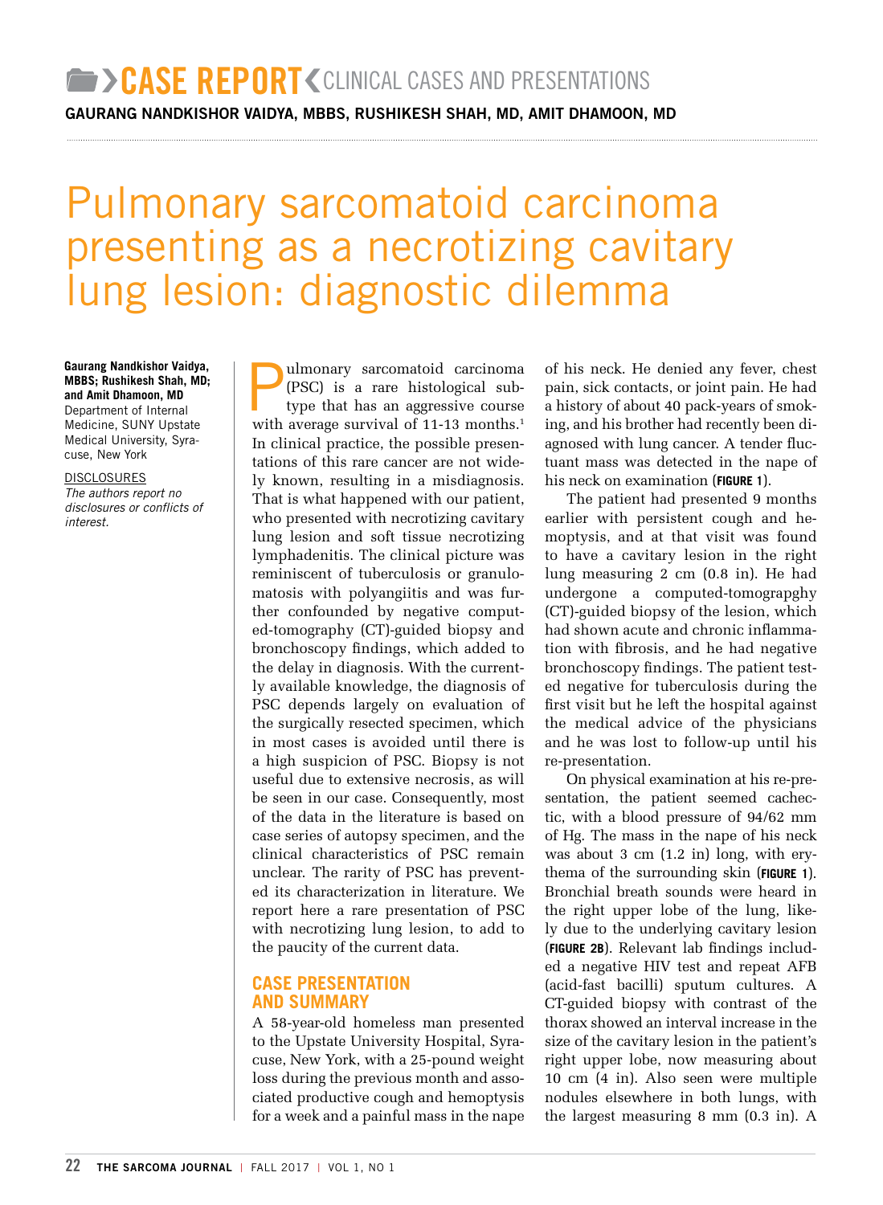**CASE REPORT** CLINICAL CASES AND PRESENTATIONS

**GAURANG NANDKISHOR VAIDYA, MBBS, RUSHIKESH SHAH, MD, AMIT DHAMOON, MD**

# Pulmonary sarcomatoid carcinoma presenting as a necrotizing cavitary lung lesion: diagnostic dilemma

**Gaurang Nandkishor Vaidya, MBBS; Rushikesh Shah, MD; and Amit Dhamoon, MD**
Department of Internal Medicine, SUNY Upstate Medical University, Syracuse, New York

DISCLOSURES
*The authors report no disclosures or conflicts of interest.*

Pulmonary sarcomatoid carcinoma (PSC) is a rare histological subtype that has an aggressive course with average survival of 11-13 months.[1] In clinical practice, the possible presentations of this rare cancer are not widely known, resulting in a misdiagnosis. That is what happened with our patient, who presented with necrotizing cavitary lung lesion and soft tissue necrotizing lymphadenitis. The clinical picture was reminiscent of tuberculosis or granulomatosis with polyangiitis and was further confounded by negative computed-tomography (CT)-guided biopsy and bronchoscopy findings, which added to the delay in diagnosis. With the currently available knowledge, the diagnosis of PSC depends largely on evaluation of the surgically resected specimen, which in most cases is avoided until there is a high suspicion of PSC. Biopsy is not useful due to extensive necrosis, as will be seen in our case. Consequently, most of the data in the literature is based on case series of autopsy specimen, and the clinical characteristics of PSC remain unclear. The rarity of PSC has prevented its characterization in literature. We report here a rare presentation of PSC with necrotizing lung lesion, to add to the paucity of the current data.

## CASE PRESENTATION AND SUMMARY

A 58-year-old homeless man presented to the Upstate University Hospital, Syracuse, New York, with a 25-pound weight loss during the previous month and associated productive cough and hemoptysis for a week and a painful mass in the nape of his neck. He denied any fever, chest pain, sick contacts, or joint pain. He had a history of about 40 pack-years of smoking, and his brother had recently been diagnosed with lung cancer. A tender fluctuant mass was detected in the nape of his neck on examination (**FIGURE 1**).

The patient had presented 9 months earlier with persistent cough and hemoptysis, and at that visit was found to have a cavitary lesion in the right lung measuring 2 cm (0.8 in). He had undergone a computed-tomograpghy (CT)-guided biopsy of the lesion, which had shown acute and chronic inflammation with fibrosis, and he had negative bronchoscopy findings. The patient tested negative for tuberculosis during the first visit but he left the hospital against the medical advice of the physicians and he was lost to follow-up until his re-presentation.

On physical examination at his re-presentation, the patient seemed cachectic, with a blood pressure of 94/62 mm of Hg. The mass in the nape of his neck was about 3 cm (1.2 in) long, with erythema of the surrounding skin (**FIGURE 1**). Bronchial breath sounds were heard in the right upper lobe of the lung, likely due to the underlying cavitary lesion (**FIGURE 2B**). Relevant lab findings included a negative HIV test and repeat AFB (acid-fast bacilli) sputum cultures. A CT-guided biopsy with contrast of the thorax showed an interval increase in the size of the cavitary lesion in the patient's right upper lobe, now measuring about 10 cm (4 in). Also seen were multiple nodules elsewhere in both lungs, with the largest measuring 8 mm (0.3 in). A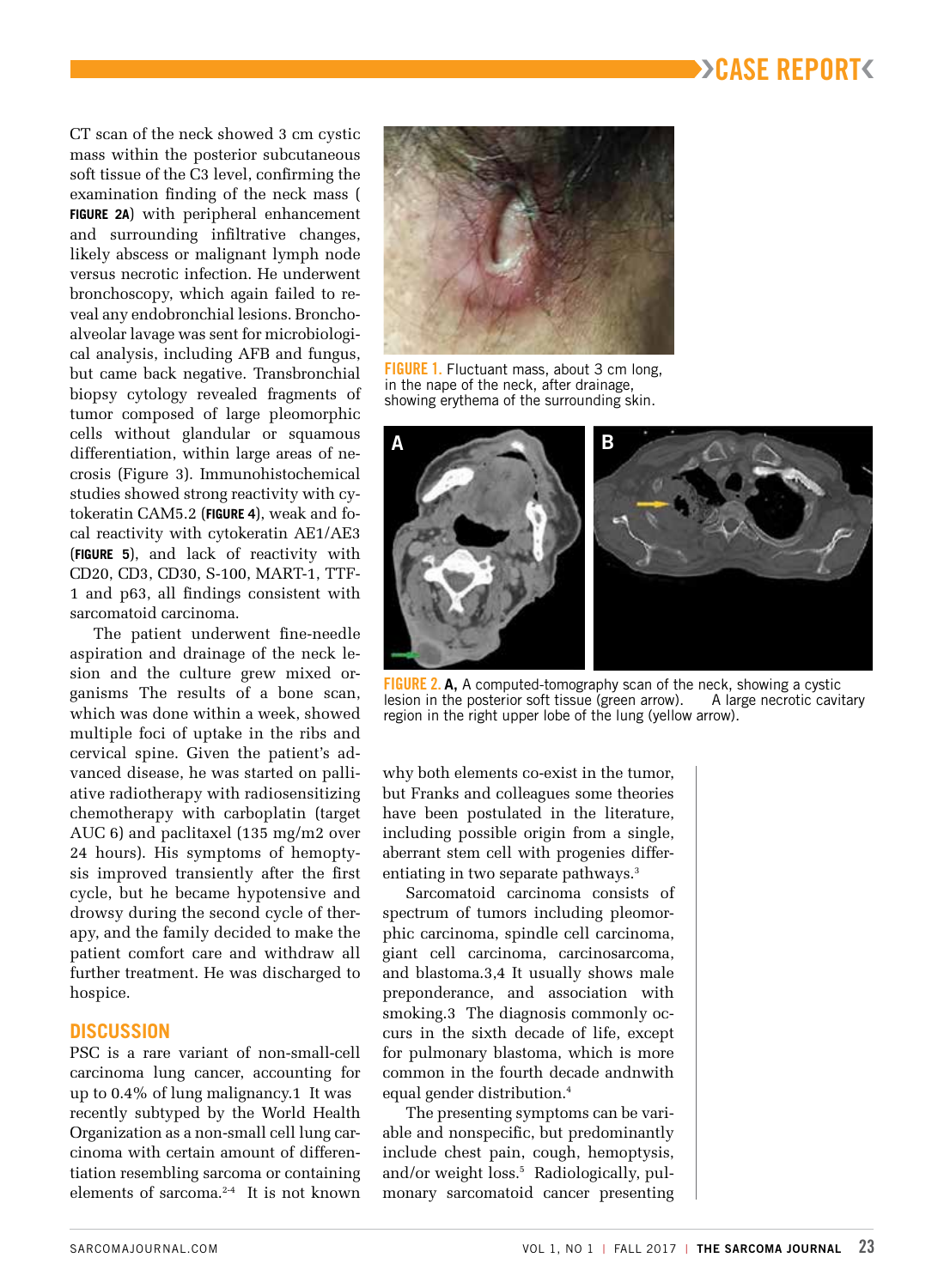CT scan of the neck showed 3 cm cystic mass within the posterior subcutaneous soft tissue of the C3 level, confirming the examination finding of the neck mass (**FIGURE 2A**) with peripheral enhancement and surrounding infiltrative changes, likely abscess or malignant lymph node versus necrotic infection. He underwent bronchoscopy, which again failed to reveal any endobronchial lesions. Bronchoalveolar lavage was sent for microbiological analysis, including AFB and fungus, but came back negative. Transbronchial biopsy cytology revealed fragments of tumor composed of large pleomorphic cells without glandular or squamous differentiation, within large areas of necrosis (Figure 3). Immunohistochemical studies showed strong reactivity with cytokeratin CAM5.2 (**FIGURE 4**), weak and focal reactivity with cytokeratin AE1/AE3 (**FIGURE 5**), and lack of reactivity with CD20, CD3, CD30, S-100, MART-1, TTF-1 and p63, all findings consistent with sarcomatoid carcinoma.

The patient underwent fine-needle aspiration and drainage of the neck lesion and the culture grew mixed organisms The results of a bone scan, which was done within a week, showed multiple foci of uptake in the ribs and cervical spine. Given the patient's advanced disease, he was started on palliative radiotherapy with radiosensitizing chemotherapy with carboplatin (target AUC 6) and paclitaxel (135 mg/m2 over 24 hours). His symptoms of hemoptysis improved transiently after the first cycle, but he became hypotensive and drowsy during the second cycle of therapy, and the family decided to make the patient comfort care and withdraw all further treatment. He was discharged to hospice.

## DISCUSSION

PSC is a rare variant of non-small-cell carcinoma lung cancer, accounting for up to 0.4% of lung malignancy.1 It was recently subtyped by the World Health Organization as a non-small cell lung carcinoma with certain amount of differentiation resembling sarcoma or containing elements of sarcoma.[2-4] It is not known

FIGURE 1. Fluctuant mass, about 3 cm long, in the nape of the neck, after drainage, showing erythema of the surrounding skin.

FIGURE 2. **A,** A computed-tomography scan of the neck, showing a cystic lesion in the posterior soft tissue (green arrow). A large necrotic cavitary region in the right upper lobe of the lung (yellow arrow).

why both elements co-exist in the tumor, but Franks and colleagues some theories have been postulated in the literature, including possible origin from a single, aberrant stem cell with progenies differentiating in two separate pathways.[3]

Sarcomatoid carcinoma consists of spectrum of tumors including pleomorphic carcinoma, spindle cell carcinoma, giant cell carcinoma, carcinosarcoma, and blastoma.3,4 It usually shows male preponderance, and association with smoking.3 The diagnosis commonly occurs in the sixth decade of life, except for pulmonary blastoma, which is more common in the fourth decade andnwith equal gender distribution.[4]

The presenting symptoms can be variable and nonspecific, but predominantly include chest pain, cough, hemoptysis, and/or weight loss.[5] Radiologically, pulmonary sarcomatoid cancer presenting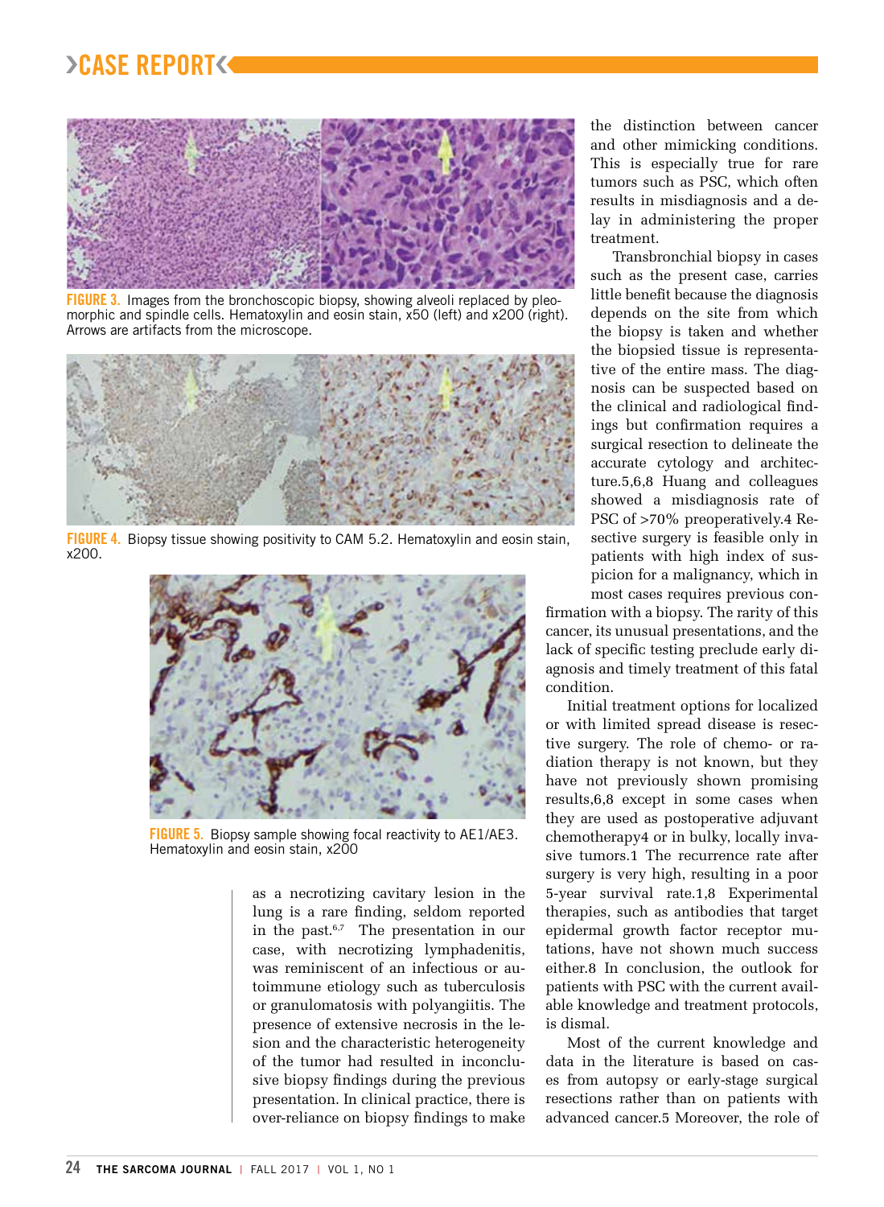FIGURE 3. Images from the bronchoscopic biopsy, showing alveoli replaced by pleomorphic and spindle cells. Hematoxylin and eosin stain, x50 (left) and x200 (right). Arrows are artifacts from the microscope.

FIGURE 4. Biopsy tissue showing positivity to CAM 5.2. Hematoxylin and eosin stain, x200.

FIGURE 5. Biopsy sample showing focal reactivity to AE1/AE3. Hematoxylin and eosin stain, x200

as a necrotizing cavitary lesion in the lung is a rare finding, seldom reported in the past.[6,7] The presentation in our case, with necrotizing lymphadenitis, was reminiscent of an infectious or autoimmune etiology such as tuberculosis or granulomatosis with polyangiitis. The presence of extensive necrosis in the lesion and the characteristic heterogeneity of the tumor had resulted in inconclusive biopsy findings during the previous presentation. In clinical practice, there is over-reliance on biopsy findings to make the distinction between cancer and other mimicking conditions. This is especially true for rare tumors such as PSC, which often results in misdiagnosis and a delay in administering the proper treatment.

Transbronchial biopsy in cases such as the present case, carries little benefit because the diagnosis depends on the site from which the biopsy is taken and whether the biopsied tissue is representative of the entire mass. The diagnosis can be suspected based on the clinical and radiological findings but confirmation requires a surgical resection to delineate the accurate cytology and architecture.5,6,8 Huang and colleagues showed a misdiagnosis rate of PSC of >70% preoperatively.4 Resective surgery is feasible only in patients with high index of suspicion for a malignancy, which in most cases requires previous confirmation with a biopsy. The rarity of this cancer, its unusual presentations, and the lack of specific testing preclude early diagnosis and timely treatment of this fatal condition.

Initial treatment options for localized or with limited spread disease is resective surgery. The role of chemo- or radiation therapy is not known, but they have not previously shown promising results,6,8 except in some cases when they are used as postoperative adjuvant chemotherapy4 or in bulky, locally invasive tumors.1 The recurrence rate after surgery is very high, resulting in a poor 5-year survival rate.1,8 Experimental therapies, such as antibodies that target epidermal growth factor receptor mutations, have not shown much success either.8 In conclusion, the outlook for patients with PSC with the current available knowledge and treatment protocols, is dismal.

Most of the current knowledge and data in the literature is based on cases from autopsy or early-stage surgical resections rather than on patients with advanced cancer.5 Moreover, the role of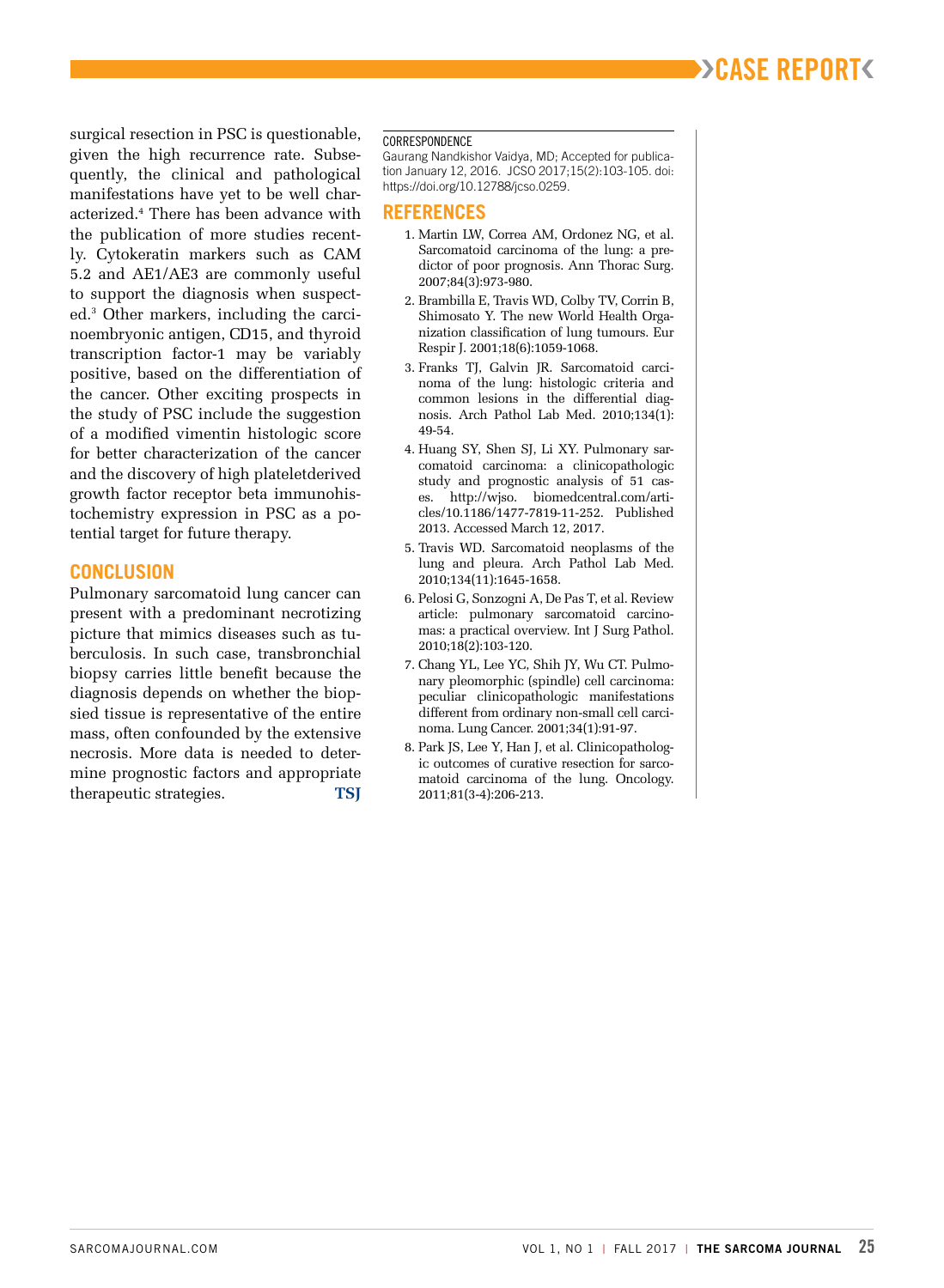surgical resection in PSC is questionable, given the high recurrence rate. Subsequently, the clinical and pathological manifestations have yet to be well characterized.[4] There has been advance with the publication of more studies recently. Cytokeratin markers such as CAM 5.2 and AE1/AE3 are commonly useful to support the diagnosis when suspected.[3] Other markers, including the carcinoembryonic antigen, CD15, and thyroid transcription factor-1 may be variably positive, based on the differentiation of the cancer. Other exciting prospects in the study of PSC include the suggestion of a modified vimentin histologic score for better characterization of the cancer and the discovery of high plateletderived growth factor receptor beta immunohistochemistry expression in PSC as a potential target for future therapy.

## CONCLUSION

Pulmonary sarcomatoid lung cancer can present with a predominant necrotizing picture that mimics diseases such as tuberculosis. In such case, transbronchial biopsy carries little benefit because the diagnosis depends on whether the biopsied tissue is representative of the entire mass, often confounded by the extensive necrosis. More data is needed to determine prognostic factors and appropriate therapeutic strategies. **TSJ**

CORRESPONDENCE

Gaurang Nandkishor Vaidya, MD; Accepted for publication January 12, 2016. JCSO 2017;15(2):103-105. doi: https://doi.org/10.12788/jcso.0259.

## REFERENCES

1. Martin LW, Correa AM, Ordonez NG, et al. Sarcomatoid carcinoma of the lung: a predictor of poor prognosis. Ann Thorac Surg. 2007;84(3):973-980.
2. Brambilla E, Travis WD, Colby TV, Corrin B, Shimosato Y. The new World Health Organization classification of lung tumours. Eur Respir J. 2001;18(6):1059-1068.
3. Franks TJ, Galvin JR. Sarcomatoid carcinoma of the lung: histologic criteria and common lesions in the differential diagnosis. Arch Pathol Lab Med. 2010;134(1):49-54.
4. Huang SY, Shen SJ, Li XY. Pulmonary sarcomatoid carcinoma: a clinicopathologic study and prognostic analysis of 51 cases. http://wjso. biomedcentral.com/articles/10.1186/1477-7819-11-252. Published 2013. Accessed March 12, 2017.
5. Travis WD. Sarcomatoid neoplasms of the lung and pleura. Arch Pathol Lab Med. 2010;134(11):1645-1658.
6. Pelosi G, Sonzogni A, De Pas T, et al. Review article: pulmonary sarcomatoid carcinomas: a practical overview. Int J Surg Pathol. 2010;18(2):103-120.
7. Chang YL, Lee YC, Shih JY, Wu CT. Pulmonary pleomorphic (spindle) cell carcinoma: peculiar clinicopathologic manifestations different from ordinary non-small cell carcinoma. Lung Cancer. 2001;34(1):91-97.
8. Park JS, Lee Y, Han J, et al. Clinicopathologic outcomes of curative resection for sarcomatoid carcinoma of the lung. Oncology. 2011;81(3-4):206-213.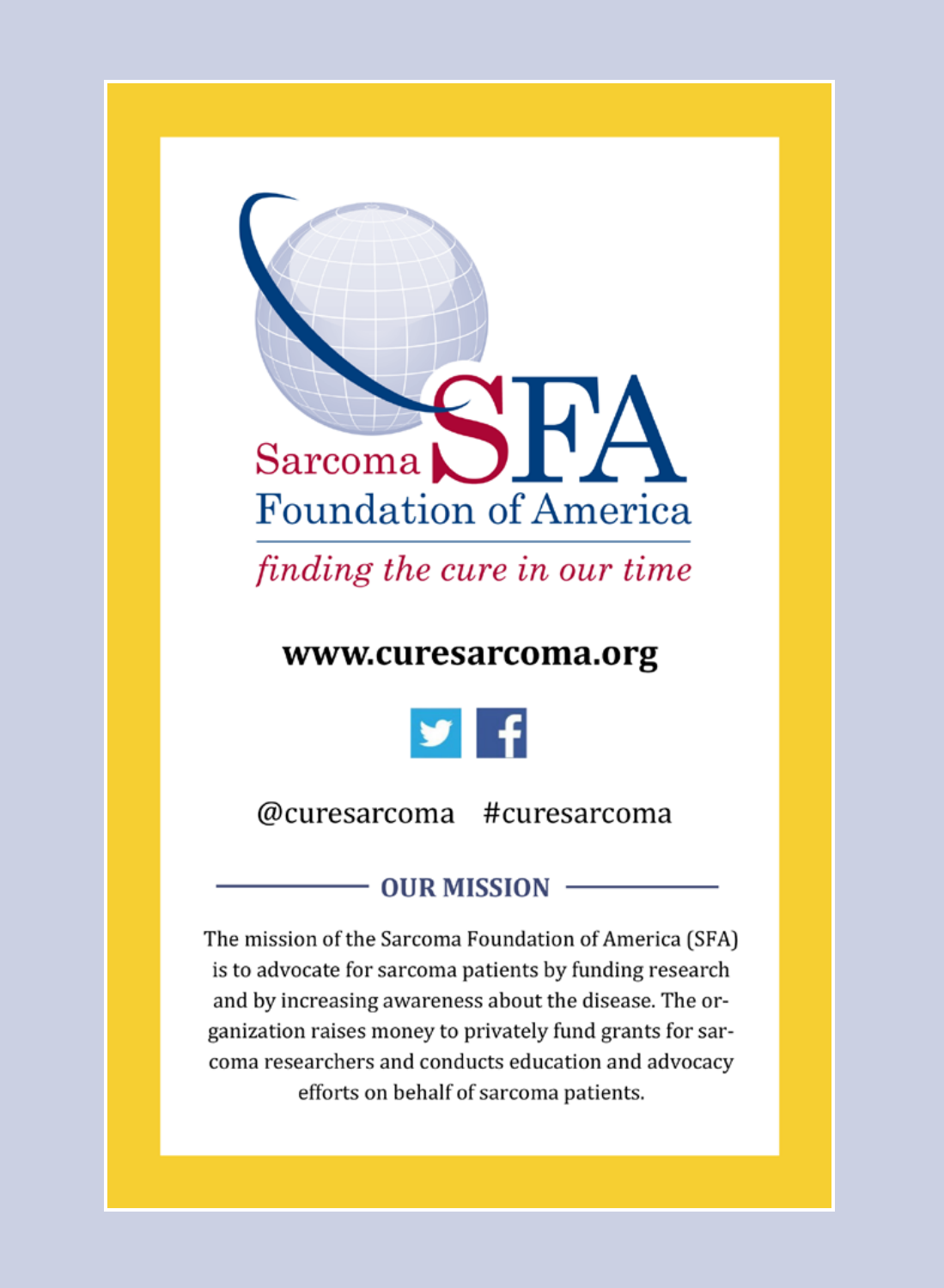Sarcoma SFA

Foundation of America

*finding the cure in our time*

**www.curesarcoma.org**

@curesarcoma #curesarcoma

## OUR MISSION

The mission of the Sarcoma Foundation of America (SFA) is to advocate for sarcoma patients by funding research and by increasing awareness about the disease. The organization raises money to privately fund grants for sarcoma researchers and conducts education and advocacy efforts on behalf of sarcoma patients.